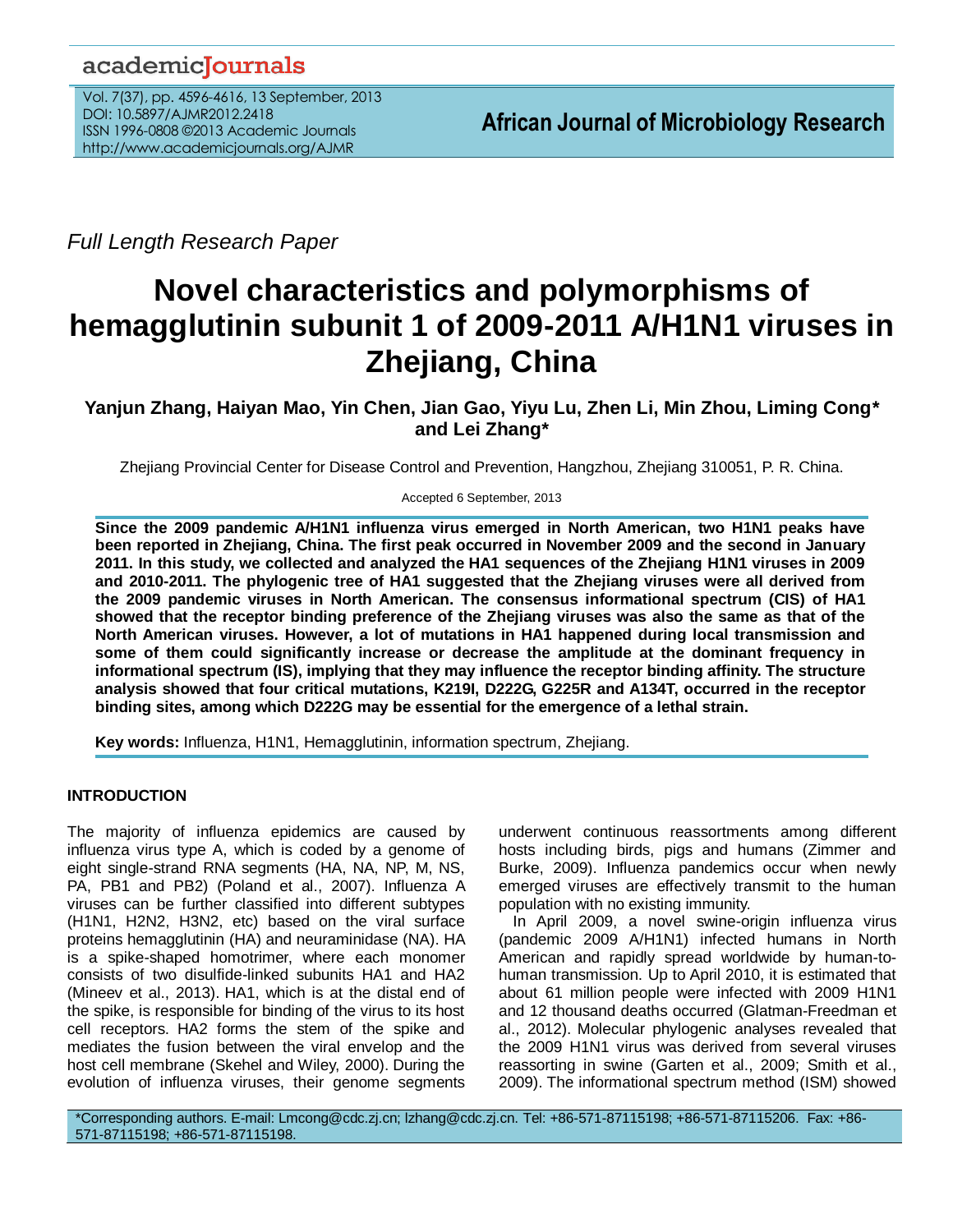*Full Length Research Paper*

# Novel characteristics and polymorphisms of hemagglutinin subunit 1 of 2009-2011 A/H1N1 viruses in Zhejiang, China

**Yanjun Zhang, Haiyan Mao, Yin Chen, Jian Gao, Yiyu Lu, Zhen Li, Min Zhou, Liming Cong\* and Lei Zhang\***

Zhejiang Provincial Center for Disease Control and Prevention, Hangzhou, Zhejiang 310051, P. R. China.

Accepted 6 September, 2013

**Since the 2009 pandemic A/H1N1 influenza virus emerged in North American, two H1N1 peaks have been reported in Zhejiang, China. The first peak occurred in November 2009 and the second in January 2011. In this study, we collected and analyzed the HA1 sequences of the Zhejiang H1N1 viruses in 2009 and 2010-2011. The phylogenic tree of HA1 suggested that the Zhejiang viruses were all derived from the 2009 pandemic viruses in North American. The consensus informational spectrum (CIS) of HA1 showed that the receptor binding preference of the Zhejiang viruses was also the same as that of the North American viruses. However, a lot of mutations in HA1 happened during local transmission and some of them could significantly increase or decrease the amplitude at the dominant frequency in informational spectrum (IS), implying that they may influence the receptor binding affinity. The structure analysis showed that four critical mutations, K219I, D222G, G225R and A134T, occurred in the receptor binding sites, among which D222G may be essential for the emergence of a lethal strain.**

**Key words:** Influenza, H1N1, Hemagglutinin, information spectrum, Zhejiang.

## INTRODUCTION

The majority of influenza epidemics are caused by influenza virus type A, which is coded by a genome of eight single-strand RNA segments (HA, NA, NP, M, NS, PA, PB1 and PB2) (Poland et al., 2007). Influenza A viruses can be further classified into different subtypes (H1N1, H2N2, H3N2, etc) based on the viral surface proteins hemagglutinin (HA) and neuraminidase (NA). HA is a spike-shaped homotrimer, where each monomer consists of two disulfide-linked subunits HA1 and HA2 (Mineev et al., 2013). HA1, which is at the distal end of the spike, is responsible for binding of the virus to its host cell receptors. HA2 forms the stem of the spike and mediates the fusion between the viral envelop and the host cell membrane (Skehel and Wiley, 2000). During the evolution of influenza viruses, their genome segments underwent continuous reassortments among different hosts including birds, pigs and humans (Zimmer and Burke, 2009). Influenza pandemics occur when newly emerged viruses are effectively transmit to the human population with no existing immunity.

In April 2009, a novel swine-origin influenza virus (pandemic 2009 A/H1N1) infected humans in North American and rapidly spread worldwide by human-to-human transmission. Up to April 2010, it is estimated that about 61 million people were infected with 2009 H1N1 and 12 thousand deaths occurred (Glatman-Freedman et al., 2012). Molecular phylogenic analyses revealed that the 2009 H1N1 virus was derived from several viruses reassorting in swine (Garten et al., 2009; Smith et al., 2009). The informational spectrum method (ISM) showed

\*Corresponding authors. E-mail: Lmcong@cdc.zj.cn; lzhang@cdc.zj.cn. Tel: +86-571-87115198; +86-571-87115206. Fax: +86-571-87115198; +86-571-87115198.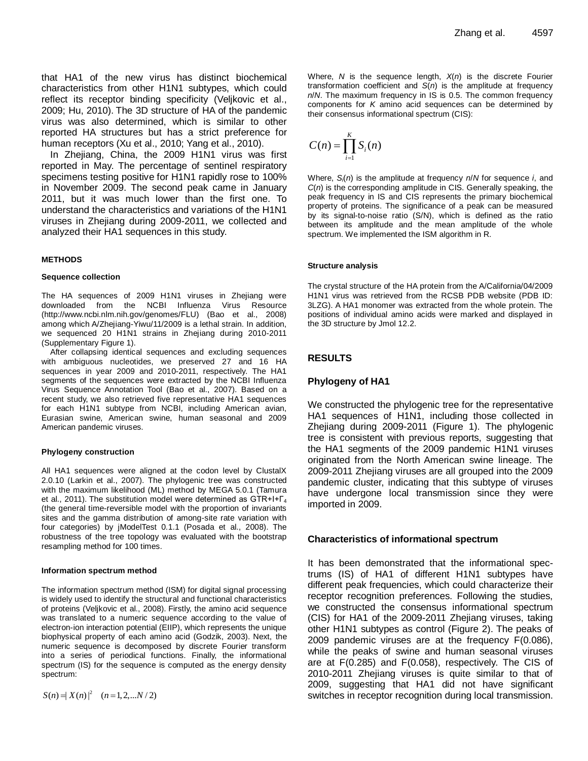that HA1 of the new virus has distinct biochemical characteristics from other H1N1 subtypes, which could reflect its receptor binding specificity (Veljkovic et al., 2009; Hu, 2010). The 3D structure of HA of the pandemic virus was also determined, which is similar to other reported HA structures but has a strict preference for human receptors (Xu et al., 2010; Yang et al., 2010).

In Zhejiang, China, the 2009 H1N1 virus was first reported in May. The percentage of sentinel respiratory specimens testing positive for H1N1 rapidly rose to 100% in November 2009. The second peak came in January 2011, but it was much lower than the first one. To understand the characteristics and variations of the H1N1 viruses in Zhejiang during 2009-2011, we collected and analyzed their HA1 sequences in this study.

## METHODS

### Sequence collection

The HA sequences of 2009 H1N1 viruses in Zhejiang were downloaded from the NCBI Influenza Virus Resource (http://www.ncbi.nlm.nih.gov/genomes/FLU) (Bao et al., 2008) among which A/Zhejiang-Yiwu/11/2009 is a lethal strain. In addition, we sequenced 20 H1N1 strains in Zhejiang during 2010-2011 (Supplementary Figure 1).

After collapsing identical sequences and excluding sequences with ambiguous nucleotides, we preserved 27 and 16 HA sequences in year 2009 and 2010-2011, respectively. The HA1 segments of the sequences were extracted by the NCBI Influenza Virus Sequence Annotation Tool (Bao et al., 2007). Based on a recent study, we also retrieved five representative HA1 sequences for each H1N1 subtype from NCBI, including American avian, Eurasian swine, American swine, human seasonal and 2009 American pandemic viruses.

### Phylogeny construction

All HA1 sequences were aligned at the codon level by ClustalX 2.0.10 (Larkin et al., 2007). The phylogenic tree was constructed with the maximum likelihood (ML) method by MEGA 5.0.1 (Tamura et al., 2011). The substitution model were determined as GTR+I+$\Gamma_4$ (the general time-reversible model with the proportion of invariants sites and the gamma distribution of among-site rate variation with four categories) by jModelTest 0.1.1 (Posada et al., 2008). The robustness of the tree topology was evaluated with the bootstrap resampling method for 100 times.

### Information spectrum method

The information spectrum method (ISM) for digital signal processing is widely used to identify the structural and functional characteristics of proteins (Veljkovic et al., 2008). Firstly, the amino acid sequence was translated to a numeric sequence according to the value of electron-ion interaction potential (EIIP), which represents the unique biophysical property of each amino acid (Godzik, 2003). Next, the numeric sequence is decomposed by discrete Fourier transform into a series of periodical functions. Finally, the informational spectrum (IS) for the sequence is computed as the energy density spectrum:

$$S(n) = |X(n)|^2 \quad (n = 1, 2, ...N/2)$$

Where, $N$ is the sequence length, $X(n)$ is the discrete Fourier transformation coefficient and $S(n)$ is the amplitude at frequency $n/N$. The maximum frequency in IS is 0.5. The common frequency components for $K$ amino acid sequences can be determined by their consensus informational spectrum (CIS):

$$C(n) = \prod_{i=1}^{K} S_i(n)$$

Where, $S_i(n)$ is the amplitude at frequency $n/N$ for sequence $i$, and $C(n)$ is the corresponding amplitude in CIS. Generally speaking, the peak frequency in IS and CIS represents the primary biochemical property of proteins. The significance of a peak can be measured by its signal-to-noise ratio (S/N), which is defined as the ratio between its amplitude and the mean amplitude of the whole spectrum. We implemented the ISM algorithm in R.

### Structure analysis

The crystal structure of the HA protein from the A/California/04/2009 H1N1 virus was retrieved from the RCSB PDB website (PDB ID: 3LZG). A HA1 monomer was extracted from the whole protein. The positions of individual amino acids were marked and displayed in the 3D structure by Jmol 12.2.

## RESULTS

### Phylogeny of HA1

We constructed the phylogenic tree for the representative HA1 sequences of H1N1, including those collected in Zhejiang during 2009-2011 (Figure 1). The phylogenic tree is consistent with previous reports, suggesting that the HA1 segments of the 2009 pandemic H1N1 viruses originated from the North American swine lineage. The 2009-2011 Zhejiang viruses are all grouped into the 2009 pandemic cluster, indicating that this subtype of viruses have undergone local transmission since they were imported in 2009.

### Characteristics of informational spectrum

It has been demonstrated that the informational spectrums (IS) of HA1 of different H1N1 subtypes have different peak frequencies, which could characterize their receptor recognition preferences. Following the studies, we constructed the consensus informational spectrum (CIS) for HA1 of the 2009-2011 Zhejiang viruses, taking other H1N1 subtypes as control (Figure 2). The peaks of 2009 pandemic viruses are at the frequency F(0.086), while the peaks of swine and human seasonal viruses are at F(0.285) and F(0.058), respectively. The CIS of 2010-2011 Zhejiang viruses is quite similar to that of 2009, suggesting that HA1 did not have significant switches in receptor recognition during local transmission.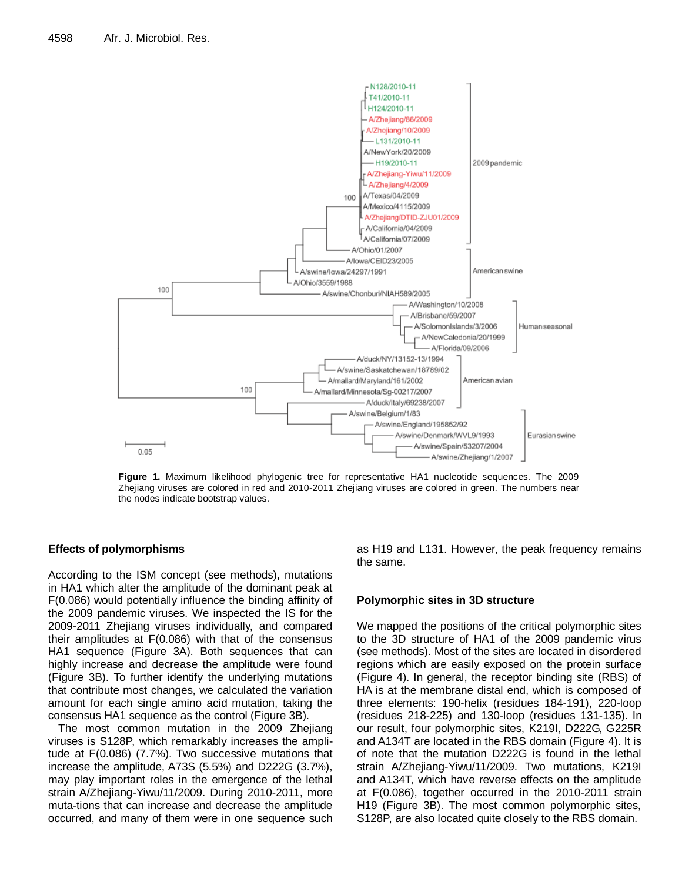**Figure 1.** Maximum likelihood phylogenic tree for representative HA1 nucleotide sequences. The 2009 Zhejiang viruses are colored in red and 2010-2011 Zhejiang viruses are colored in green. The numbers near the nodes indicate bootstrap values.

### Effects of polymorphisms

According to the ISM concept (see methods), mutations in HA1 which alter the amplitude of the dominant peak at F(0.086) would potentially influence the binding affinity of the 2009 pandemic viruses. We inspected the IS for the 2009-2011 Zhejiang viruses individually, and compared their amplitudes at F(0.086) with that of the consensus HA1 sequence (Figure 3A). Both sequences that can highly increase and decrease the amplitude were found (Figure 3B). To further identify the underlying mutations that contribute most changes, we calculated the variation amount for each single amino acid mutation, taking the consensus HA1 sequence as the control (Figure 3B).

The most common mutation in the 2009 Zhejiang viruses is S128P, which remarkably increases the amplitude at F(0.086) (7.7%). Two successive mutations that increase the amplitude, A73S (5.5%) and D222G (3.7%), may play important roles in the emergence of the lethal strain A/Zhejiang-Yiwu/11/2009. During 2010-2011, more muta-tions that can increase and decrease the amplitude occurred, and many of them were in one sequence such as H19 and L131. However, the peak frequency remains the same.

### Polymorphic sites in 3D structure

We mapped the positions of the critical polymorphic sites to the 3D structure of HA1 of the 2009 pandemic virus (see methods). Most of the sites are located in disordered regions which are easily exposed on the protein surface (Figure 4). In general, the receptor binding site (RBS) of HA is at the membrane distal end, which is composed of three elements: 190-helix (residues 184-191), 220-loop (residues 218-225) and 130-loop (residues 131-135). In our result, four polymorphic sites, K219I, D222G, G225R and A134T are located in the RBS domain (Figure 4). It is of note that the mutation D222G is found in the lethal strain A/Zhejiang-Yiwu/11/2009. Two mutations, K219I and A134T, which have reverse effects on the amplitude at F(0.086), together occurred in the 2010-2011 strain H19 (Figure 3B). The most common polymorphic sites, S128P, are also located quite closely to the RBS domain.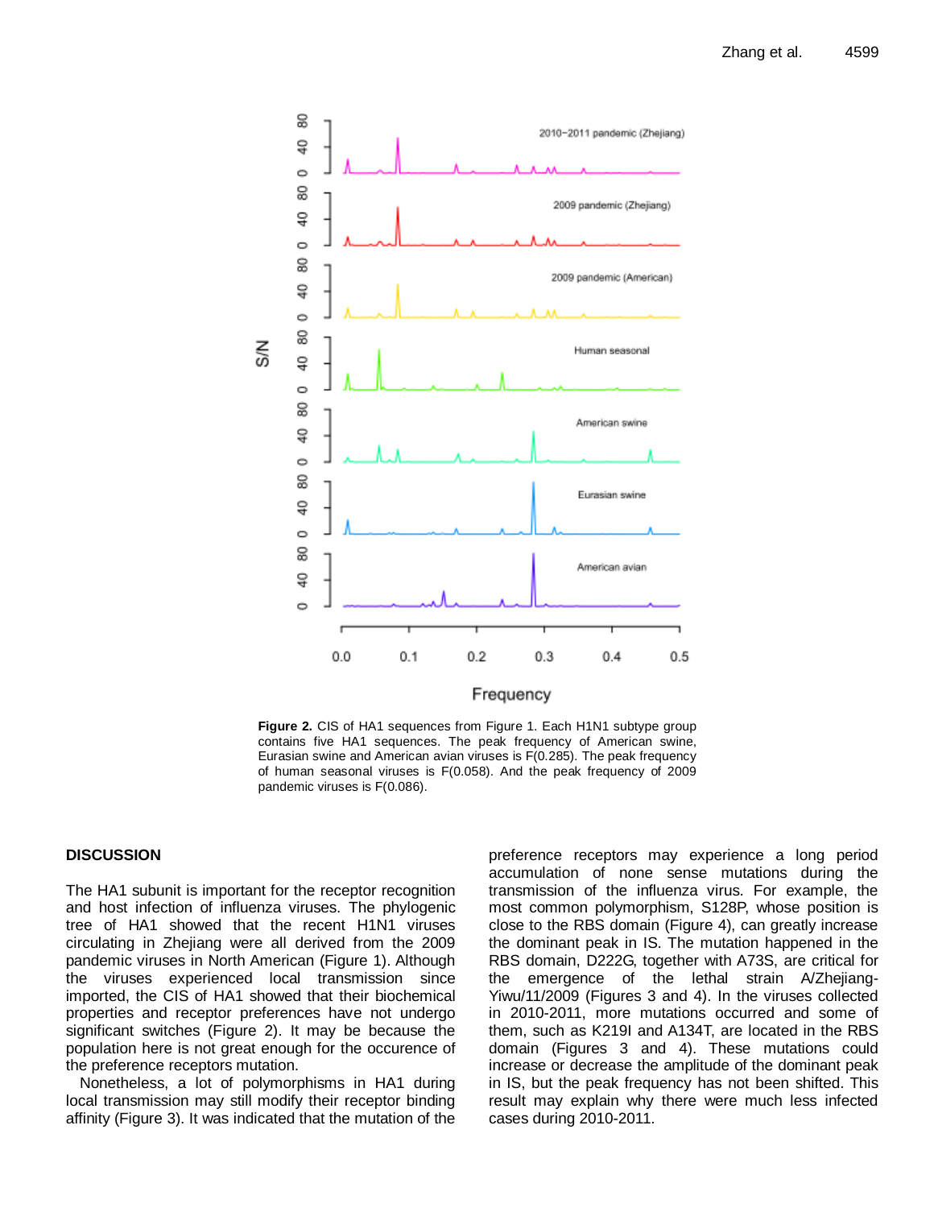**Figure 2.** CIS of HA1 sequences from Figure 1. Each H1N1 subtype group contains five HA1 sequences. The peak frequency of American swine, Eurasian swine and American avian viruses is F(0.285). The peak frequency of human seasonal viruses is F(0.058). And the peak frequency of 2009 pandemic viruses is F(0.086).

## DISCUSSION

The HA1 subunit is important for the receptor recognition and host infection of influenza viruses. The phylogenic tree of HA1 showed that the recent H1N1 viruses circulating in Zhejiang were all derived from the 2009 pandemic viruses in North American (Figure 1). Although the viruses experienced local transmission since imported, the CIS of HA1 showed that their biochemical properties and receptor preferences have not undergo significant switches (Figure 2). It may be because the population here is not great enough for the occurence of the preference receptors mutation.

Nonetheless, a lot of polymorphisms in HA1 during local transmission may still modify their receptor binding affinity (Figure 3). It was indicated that the mutation of the preference receptors may experience a long period accumulation of none sense mutations during the transmission of the influenza virus. For example, the most common polymorphism, S128P, whose position is close to the RBS domain (Figure 4), can greatly increase the dominant peak in IS. The mutation happened in the RBS domain, D222G, together with A73S, are critical for the emergence of the lethal strain A/Zhejiang-Yiwu/11/2009 (Figures 3 and 4). In the viruses collected in 2010-2011, more mutations occurred and some of them, such as K219I and A134T, are located in the RBS domain (Figures 3 and 4). These mutations could increase or decrease the amplitude of the dominant peak in IS, but the peak frequency has not been shifted. This result may explain why there were much less infected cases during 2010-2011.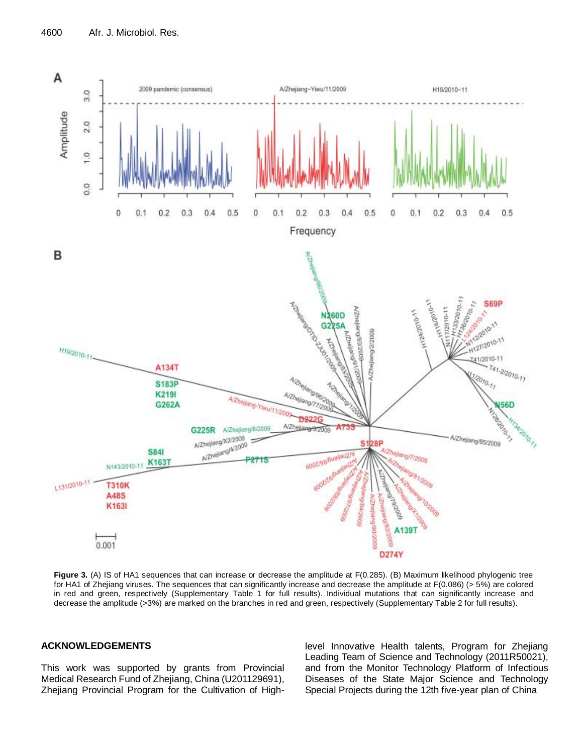**Figure 3.** (A) IS of HA1 sequences that can increase or decrease the amplitude at F(0.285). (B) Maximum likelihood phylogenic tree for HA1 of Zhejiang viruses. The sequences that can significantly increase and decrease the amplitude at F(0.086) (> 5%) are colored in red and green, respectively (Supplementary Table 1 for full results). Individual mutations that can significantly increase and decrease the amplitude (>3%) are marked on the branches in red and green, respectively (Supplementary Table 2 for full results).

## ACKNOWLEDGEMENTS

This work was supported by grants from Provincial Medical Research Fund of Zhejiang, China (U201129691), Zhejiang Provincial Program for the Cultivation of High-level Innovative Health talents, Program for Zhejiang Leading Team of Science and Technology (2011R50021), and from the Monitor Technology Platform of Infectious Diseases of the State Major Science and Technology Special Projects during the 12th five-year plan of China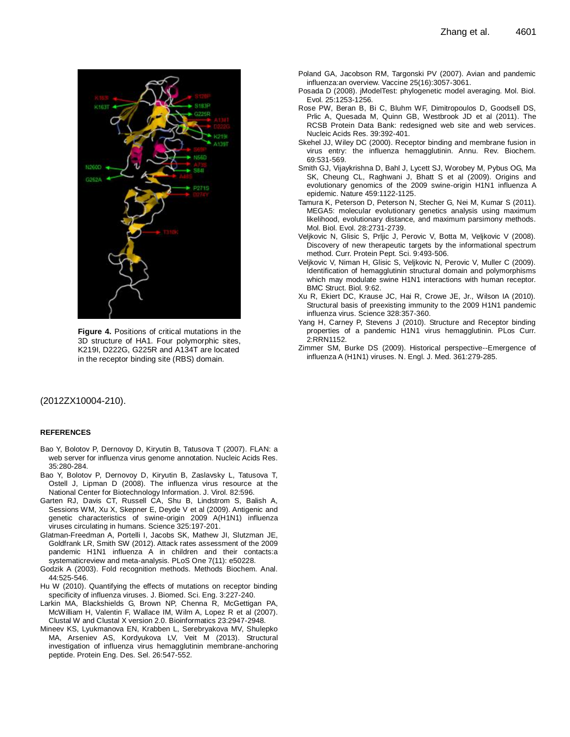**Figure 4.** Positions of critical mutations in the 3D structure of HA1. Four polymorphic sites, K219I, D222G, G225R and A134T are located in the receptor binding site (RBS) domain.

(2012ZX10004-210).

**REFERENCES**

Bao Y, Bolotov P, Dernovoy D, Kiryutin B, Tatusova T (2007). FLAN: a web server for influenza virus genome annotation. Nucleic Acids Res. 35:280-284.

Bao Y, Bolotov P, Dernovoy D, Kiryutin B, Zaslavsky L, Tatusova T, Ostell J, Lipman D (2008). The influenza virus resource at the National Center for Biotechnology Information. J. Virol. 82:596.

Garten RJ, Davis CT, Russell CA, Shu B, Lindstrom S, Balish A, Sessions WM, Xu X, Skepner E, Deyde V et al (2009). Antigenic and genetic characteristics of swine-origin 2009 A(H1N1) influenza viruses circulating in humans. Science 325:197-201.

Glatman-Freedman A, Portelli I, Jacobs SK, Mathew JI, Slutzman JE, Goldfrank LR, Smith SW (2012). Attack rates assessment of the 2009 pandemic H1N1 influenza A in children and their contacts:a systematicreview and meta-analysis. PLoS One 7(11): e50228.

Godzik A (2003). Fold recognition methods. Methods Biochem. Anal. 44:525-546.

Hu W (2010). Quantifying the effects of mutations on receptor binding specificity of influenza viruses. J. Biomed. Sci. Eng. 3:227-240.

Larkin MA, Blackshields G, Brown NP, Chenna R, McGettigan PA, McWilliam H, Valentin F, Wallace IM, Wilm A, Lopez R et al (2007). Clustal W and Clustal X version 2.0. Bioinformatics 23:2947-2948.

Mineev KS, Lyukmanova EN, Krabben L, Serebryakova MV, Shulepko MA, Arseniev AS, Kordyukova LV, Veit M (2013). Structural investigation of influenza virus hemagglutinin membrane-anchoring peptide. Protein Eng. Des. Sel. 26:547-552.

Poland GA, Jacobson RM, Targonski PV (2007). Avian and pandemic influenza:an overview. Vaccine 25(16):3057-3061.

Posada D (2008). jModelTest: phylogenetic model averaging. Mol. Biol. Evol. 25:1253-1256.

Rose PW, Beran B, Bi C, Bluhm WF, Dimitropoulos D, Goodsell DS, Prlic A, Quesada M, Quinn GB, Westbrook JD et al (2011). The RCSB Protein Data Bank: redesigned web site and web services. Nucleic Acids Res. 39:392-401.

Skehel JJ, Wiley DC (2000). Receptor binding and membrane fusion in virus entry: the influenza hemagglutinin. Annu. Rev. Biochem. 69:531-569.

Smith GJ, Vijaykrishna D, Bahl J, Lycett SJ, Worobey M, Pybus OG, Ma SK, Cheung CL, Raghwani J, Bhatt S et al (2009). Origins and evolutionary genomics of the 2009 swine-origin H1N1 influenza A epidemic. Nature 459:1122-1125.

Tamura K, Peterson D, Peterson N, Stecher G, Nei M, Kumar S (2011). MEGA5: molecular evolutionary genetics analysis using maximum likelihood, evolutionary distance, and maximum parsimony methods. Mol. Biol. Evol. 28:2731-2739.

Veljkovic N, Glisic S, Prljic J, Perovic V, Botta M, Veljkovic V (2008). Discovery of new therapeutic targets by the informational spectrum method. Curr. Protein Pept. Sci. 9:493-506.

Veljkovic V, Niman H, Glisic S, Veljkovic N, Perovic V, Muller C (2009). Identification of hemagglutinin structural domain and polymorphisms which may modulate swine H1N1 interactions with human receptor. BMC Struct. Biol. 9:62.

Xu R, Ekiert DC, Krause JC, Hai R, Crowe JE, Jr., Wilson IA (2010). Structural basis of preexisting immunity to the 2009 H1N1 pandemic influenza virus. Science 328:357-360.

Yang H, Carney P, Stevens J (2010). Structure and Receptor binding properties of a pandemic H1N1 virus hemagglutinin. PLos Curr. 2:RRN1152.

Zimmer SM, Burke DS (2009). Historical perspective--Emergence of influenza A (H1N1) viruses. N. Engl. J. Med. 361:279-285.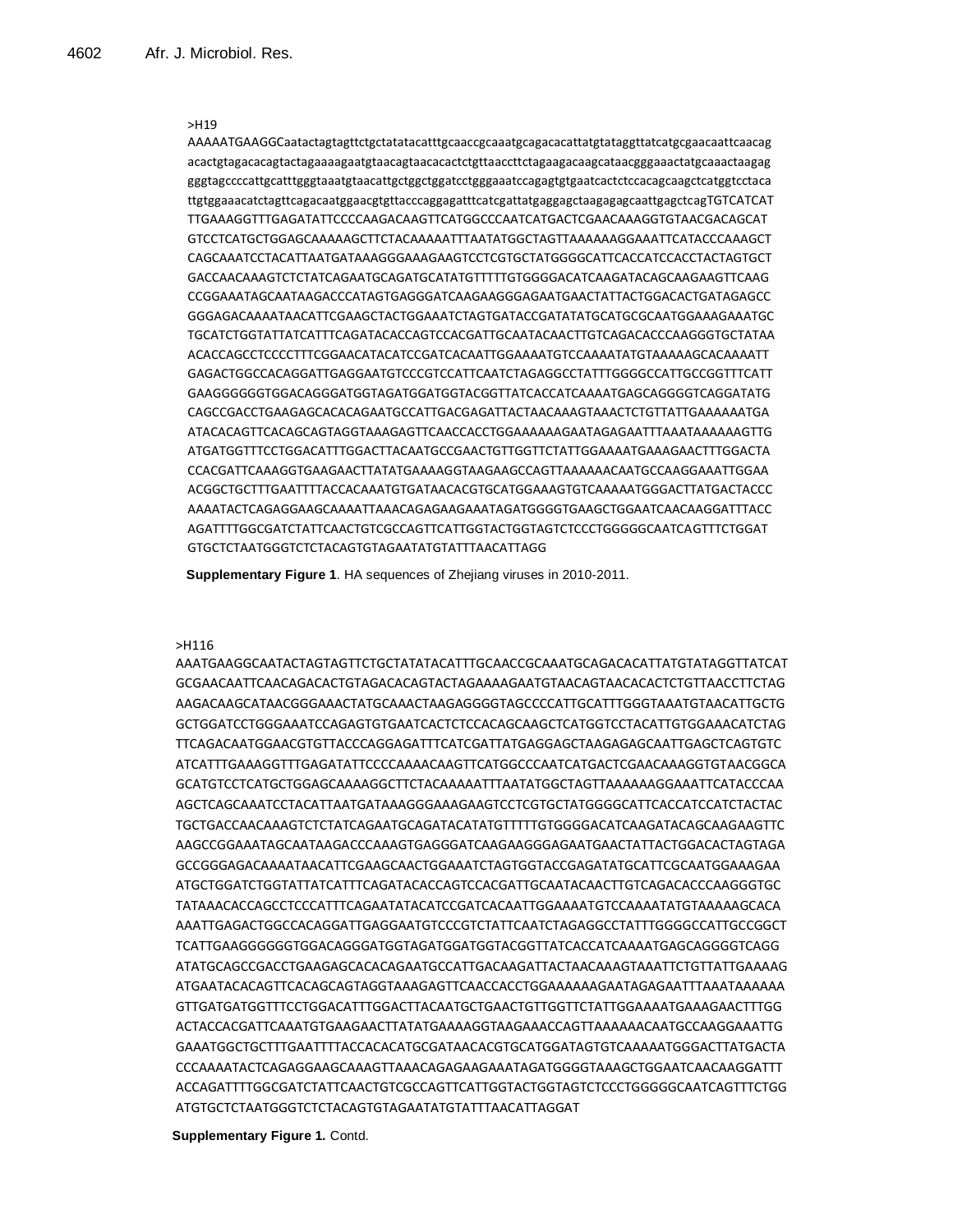>H19

```
AAAAATGAAGGCaatactagtagttctgctatatacatttgcaaccgcaaatgcagacacattatgtataggttatcatgcgaacaattcaacag
acactgtagacacagtactagaaaagaatgtaacagtaacacactctgttaaccttctagaagacaagcataacgggaaactatgcaaactaagag
gggtagccccattgcatttgggtaaatgtaacattgctggctggatcctgggaaatccagagtgtgaatcactctccacagcaagctcatggtcctaca
ttgtggaaacatctagttcagacaatggaacgtgttacccaggagatttcatcgattatgaggagctaagagagcaattgagctcagTGTCATCAT
TTGAAAGGTTTGAGATATTCCCCAAGACAAGTTCATGGCCCAATCATGACTCGAACAAAGGTGTAACGACAGCAT
GTCCTCATGCTGGAGCAAAAAGCTTCTACAAAAATTTAATATGGCTAGTTAAAAAAGGAAATTCATACCCAAAGCT
CAGCAAATCCTACATTAATGATAAAGGGAAAGAAGTCCTCGTGCTATGGGGCATTCACCATCCACCTACTAGTGCT
GACCAACAAAGTCTCTATCAGAATGCAGATGCATATGTTTTTGTGGGGACATCAAGATACAGCAAGAAGTTCAAG
CCGGAAATAGCAATAAGACCCATAGTGAGGGATCAAGAAGGGAGAATGAACTATTACTGGACACTGATAGAGCC
GGGAGACAAAATAACATTCGAAGCTACTGGAAATCTAGTGATACCGATATATGCATGCGCAATGGAAAGAAATGC
TGCATCTGGTATTATCATTTCAGATACACCAGTCCACGATTGCAATACAACTTGTCAGACACCCAAGGGTGCTATAA
ACACCAGCCTCCCCTTTCGGAACATACATCCGATCACAATTGGAAAATGTCCAAAATATGTAAAAAGCACAAAATT
GAGACTGGCCACAGGATTGAGGAATGTCCCGTCCATTCAATCTAGAGGCCTATTTGGGGCCATTGCCGGTTTCATT
GAAGGGGGGTGGACAGGGATGGTAGATGGATGGTACGGTTATCACCATCAAAATGAGCAGGGGTCAGGATATG
CAGCCGACCTGAAGAGCACACAGAATGCCATTGACGAGATTACTAACAAAGTAAACTCTGTTATTGAAAAAATGA
ATACACAGTTCACAGCAGTAGGTAAAGAGTTCAACCACCTGGAAAAAAGAATAGAGAATTTAAATAAAAAAGTTG
ATGATGGTTTCCTGGACATTTGGACTTACAATGCCGAACTGTTGGTTCTATTGGAAAATGAAAGAACTTTGGACTA
CCACGATTCAAAGGTGAAGAACTTATATGAAAAGGTAAGAAGCCAGTTAAAAAACAATGCCAAGGAAATTGGAA
ACGGCTGCTTTGAATTTTACCACAAATGTGATAACACGTGCATGGAAAGTGTCAAAAATGGGACTTATGACTACCC
AAAATACTCAGAGGAAGCAAAATTAAACAGAGAAGAAATAGATGGGGTGAAGCTGGAATCAACAAGGATTTACC
AGATTTTGGCGATCTATTCAACTGTCGCCAGTTCATTGGTACTGGTAGTCTCCCTGGGGGCAATCAGTTTCTGGAT
GTGCTCTAATGGGTCTCTACAGTGTAGAATATGTATTTAACATTAGG
```

**Supplementary Figure 1**. HA sequences of Zhejiang viruses in 2010-2011.

>H116

```
AAATGAAGGCAATACTAGTAGTTCTGCTATATACATTTGCAACCGCAAATGCAGACACATTATGTATAGGTTATCAT
GCGAACAATTCAACAGACACTGTAGACACAGTACTAGAAAAGAATGTAACAGTAACACACTCTGTTAACCTTCTAG
AAGACAAGCATAACGGGAAACTATGCAAACTAAGAGGGGTAGCCCCATTGCATTTGGGTAAATGTAACATTGCTG
GCTGGATCCTGGGAAATCCAGAGTGTGAATCACTCTCCACAGCAAGCTCATGGTCCTACATTGTGGAAACATCTAG
TTCAGACAATGGAACGTGTTACCCAGGAGATTTCATCGATTATGAGGAGCTAAGAGAGCAATTGAGCTCAGTGTC
ATCATTTGAAAGGTTTGAGATATTCCCCAAAACAAGTTCATGGCCCAATCATGACTCGAACAAAGGTGTAACGGCA
GCATGTCCTCATGCTGGAGCAAAAGGCTTCTACAAAAATTTAATATGGCTAGTTAAAAAAGGAAATTCATACCCAA
AGCTCAGCAAATCCTACATTAATGATAAAGGGAAAGAAGTCCTCGTGCTATGGGGCATTCACCATCCATCTACTAC
TGCTGACCAACAAAGTCTCTATCAGAATGCAGATACATATGTTTTTGTGGGGACATCAAGATACAGCAAGAAGTTC
AAGCCGGAAATAGCAATAAGACCCAAAGTGAGGGATCAAGAAGGGAGAATGAACTATTACTGGACACTAGTAGA
GCCGGGAGACAAAATAACATTCGAAGCAACTGGAAATCTAGTGGTACCGAGATATGCATTCGCAATGGAAAGAA
ATGCTGGATCTGGTATTATCATTTCAGATACACCAGTCCACGATTGCAATACAACTTGTCAGACACCCAAGGGTGC
TATAAACACCAGCCTCCCATTTCAGAATATACATCCGATCACAATTGGAAAATGTCCAAAATATGTAAAAAGCACA
AAATTGAGACTGGCCACAGGATTGAGGAATGTCCCGTCTATTCAATCTAGAGGCCTATTTGGGGCCATTGCCGGCT
TCATTGAAGGGGGGTGGACAGGGATGGTAGATGGATGGTACGGTTATCACCATCAAAATGAGCAGGGGTCAGG
ATATGCAGCCGACCTGAAGAGCACACAGAATGCCATTGACAAGATTACTAACAAAGTAAATTCTGTTATTGAAAAG
ATGAATACACAGTTCACAGCAGTAGGTAAAGAGTTCAACCACCTGGAAAAAAGAATAGAGAATTTAAATAAAAAA
GTTGATGATGGTTTCCTGGACATTTGGACTTACAATGCTGAACTGTTGGTTCTATTGGAAAATGAAAGAACTTTGG
ACTACCACGATTCAAATGTGAAGAACTTATATGAAAAGGTAAGAAACCAGTTAAAAAACAATGCCAAGGAAATTG
GAAATGGCTGCTTTGAATTTTACCACACATGCGATAACACGTGCATGGATAGTGTCAAAAATGGGACTTATGACTA
CCCAAAATACTCAGAGGAAGCAAAGTTAAACAGAGAAGAAATAGATGGGGTAAAGCTGGAATCAACAAGGATTT
ACCAGATTTTGGCGATCTATTCAACTGTCGCCAGTTCATTGGTACTGGTAGTCTCCCTGGGGGCAATCAGTTTCTGG
ATGTGCTCTAATGGGTCTCTACAGTGTAGAATATGTATTTAACATTAGGAT
```

**Supplementary Figure 1.** Contd.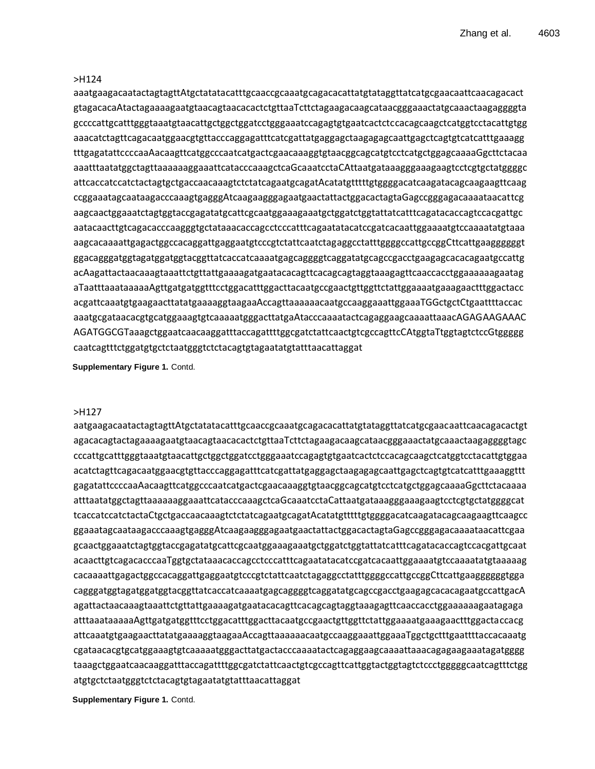>H124

aaatgaagacaatactagtagttAtgctatatacatttgcaaccgcaaatgcagacacattatgtataggttatcatgcgaacaattcaacagacact
gtagacacaAtactagaaaagaatgtaacagtaacacactctgttaaTcttctagaagacaagcataacgggaaactatgcaaactaagaggggta
gccccattgcatttgggtaaatgtaacattgctggctggatcctgggaaatccagagtgtgaatcactctccacagcaagctcatggtcctacattgtgg
aaacatctagttcagacaatggaacgtgttacccaggagatttcatcgattatgaggagctaagagagcaattgagctcagtgtcatcatttgaaagg
tttgagatattccccaaAacaagttcatggcccaatcatgactcgaacaaaggtgtaacggcagcatgtcctcatgctggagcaaaaGgcttctacaa
aaatttaatatggctagttaaaaaaggaaattcatacccaaagctcaGcaaatcctaCAttaatgataaagggaaagaagtcctcgtgctatggggc
attcaccatccatctactagtgctgaccaacaaagtctctatcagaatgcagatAcatatgtttttgtggggacatcaagatacagcaagaagttcaag
ccggaaatagcaataagacccaaagtgagggAtcaagaagggagaatgaactattactggacactagtaGagccgggagacaaaataacattcg
aagcaactggaaatctagtggtaccgagatatgcattcgcaatggaaagaaatgctggatctggtattatcatttcagatacaccagtccacgattgc
aatacaacttgtcagacacccaagggtgctataaacaccagcctcccatttcagaatatacatccgatcacaattggaaaatgtccaaaatatgtaaa
aagcacaaaattgagactggccacaggattgaggaatgtcccgtctattcaatctagaggcctatttggggccattgccggCttcattgaaggggggt
ggacagggatggtagatggatggtacggttatcaccatcaaaatgagcaggggtcaggatatgcagccgacctgaagagcacacagaatgccattg
acAagattactaacaaagtaaattctgttattgaaaagatgaatacacagttcacagcagtaggtaaagagttcaaccacctggaaaaaagaatag
aTaatttaaataaaaaAgttgatgatggtttcctggacatttggacttacaatgccgaactgttggttctattggaaaatgaaagaactttggactacc
acgattcaaatgtgaagaacttatatgaaaaggtaagaaAccagttaaaaaacaatgccaaggaaattggaaaTGGctgctCtgaattttaccac
aaatgcgataacacgtgcatggaaagtgtcaaaaatgggacttatgaAtacccaaaatactcagaggaagcaaaattaaacAGAGAAGAAAC
AGATGGCGTaaagctggaatcaacaaggatttaccagattttggcgatctattcaactgtcgccagttcCAtggtaTtggtagtctccGtggggg
caatcagtttctggatgtgctctaatgggtctctacagtgtagaatatgtatttaacattaggat

**Supplementary Figure 1.** Contd.

>H127

aatgaagacaatactagtagttAtgctatatacatttgcaaccgcaaatgcagacacattatgtataggttatcatgcgaacaattcaacagacactgt
agacacagtactagaaaagaatgtaacagtaacacactctgttaaTcttctagaagacaagcataacgggaaactatgcaaactaagaggggtagc
cccattgcatttgggtaaatgtaacattgctggctggatcctgggaaatccagagtgtgaatcactctccacagcaagctcatggtcctacattgtggaa
acatctagttcagacaatggaacgtgttacccaggagatttcatcgattatgaggagctaagagagcaattgagctcagtgtcatcatttgaaaggttt
gagatattccccaaAacaagttcatggcccaatcatgactcgaacaaaggtgtaacggcagcatgtcctcatgctggagcaaaaGgcttctacaaaa
atttaatatggctagttaaaaaaggaaattcatacccaaagctcaGcaaatcctaCattaatgataaagggaaagaagtcctcgtgctatggggcat
tcaccatccatctactaCtgctgaccaacaaagtctctatcagaatgcagatAcatatgtttttgtggggacatcaagatacagcaagaagttcaagcc
ggaaatagcaataagacccaaagtgagggAtcaagaagggagaatgaactattactggacactagtaGagccgggagacaaaataacattcgaa
gcaactggaaatctagtggtaccgagatatgcattcgcaatggaaagaaatgctggatctggtattatcatttcagatacaccagtccacgattgcaat
acaacttgtcagacacccaaTggtgctataaacaccagcctcccatttcagaatatacatccgatcacaattggaaaatgtccaaaatatgtaaaaag
cacaaaattgagactggccacaggattgaggaatgtcccgtctattcaatctagaggcctatttggggccattgccggCttcattgaaggggggtgga
cagggatggtagatggatggtacggttatcaccatcaaaatgagcaggggtcaggatatgcagccgacctgaagagcacacagaatgccattgacA
agattactaacaaagtaaattctgttattgaaaagatgaatacacagttcacagcagtaggtaaagagttcaaccacctggaaaaaagaatagaga
atttaaataaaaaAgttgatgatggtttcctggacatttggacttacaatgccgaactgttggttctattggaaaatgaaagaactttggactaccacg
attcaaatgtgaagaacttatatgaaaaggtaagaaAccagttaaaaaacaatgccaaggaaattggaaaTggctgctttgaattttaccacaaatg
cgataacacgtgcatggaaagtgtcaaaaatgggacttatgactacccaaaatactcagaggaagcaaaattaaacagagaagaaatagatgggg
taaagctggaatcaacaaggatttaccagattttggcgatctattcaactgtcgccagttcattggtactggtagtctccctgggggcaatcagtttctgg
atgtgctctaatgggtctctacagtgtagaatatgtatttaacattaggat

**Supplementary Figure 1.** Contd.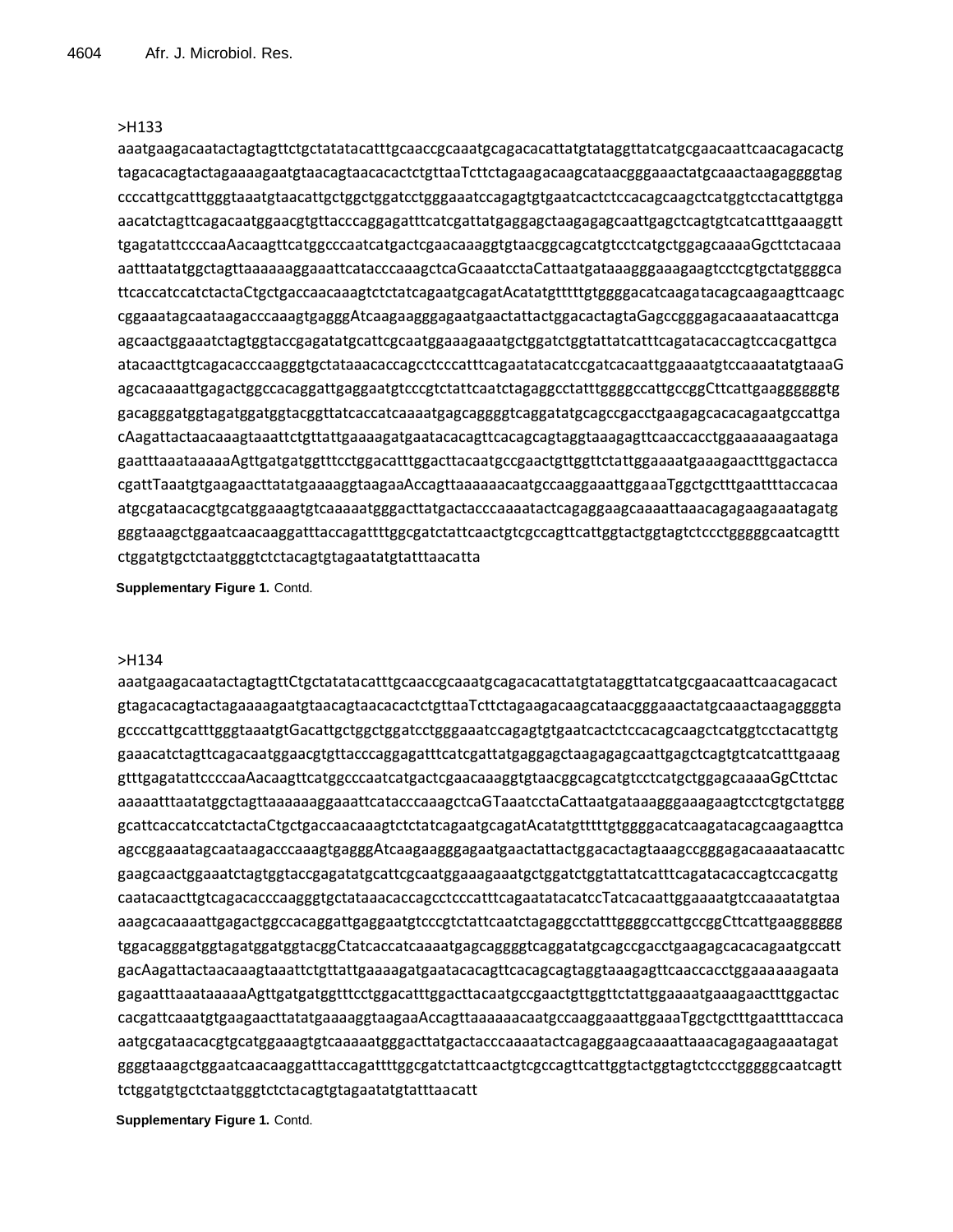>H133

aaatgaagacaatactagtagttctgctatatacatttgcaaccgcaaatgcagacacattatgtataggttatcatgcgaacaattcaacagacactg
tagacacagtactagaaaagaatgtaacagtaacacactctgttaaTcttctagaagacaagcataacgggaaactatgcaaactaagaggggtag
ccccattgcatttgggtaaatgtaacattgctggctggatcctgggaaatccagagtgtgaatcactctccacagcaagctcatggtcctacattgtgga
aacatctagttcagacaatggaacgtgttacccaggagatttcatcgattatgaggagctaagagagcaattgagctcagtgtcatcatttgaaaggtt
tgagatattccccaaAacaagttcatggcccaatcatgactcgaacaaaggtgtaacggcagcatgtcctcatgctggagcaaaaGgcttctacaaa
aatttaatatggctagttaaaaaaggaaattcatacccaaagctcaGcaaatcctaCattaatgataaagggaaagaagtcctcgtgctatggggca
ttcaccatccatctactaCtgctgaccaacaaagtctctatcagaatgcagatAcatatgtttttgtggggacatcaagatacagcaagaagttcaagc
cggaaatagcaataagacccaaagtgagggAtcaagaagggagaatgaactattactggacactagtaGagccgggagacaaaataacattcga
agcaactggaaatctagtggtaccgagatatgcattcgcaatggaaagaaatgctggatctggtattatcatttcagatacaccagtccacgattgca
atacaacttgtcagacacccaagggtgctataaacaccagcctcccatttcagaatatacatccgatcacaattggaaaatgtccaaaatatgtaaaG
agcacaaaattgagactggccacaggattgaggaatgtcccgtctattcaatctagaggcctatttggggccattgccggCttcattgaagggggtg
gacagggatggtagatggatggtacggttatcaccatcaaaatgagcaggggtcaggatatgcagccgacctgaagagcacacagaatgccattga
cAagattactaacaaagtaaattctgttattgaaaagatgaatacacagttcacagcagtaggtaaagagttcaaccacctggaaaaaagaataga
gaatttaaataaaaaAgttgatgatggtttcctggacatttggacttacaatgccgaactgttggttctattggaaaatgaaagaactttggactacca
cgattTaaatgtgaagaacttatatgaaaaggtaagaaAccagttaaaaaacaatgccaaggaaattggaaaTggctgctttgaattttaccacaa
atgcgataacacgtgcatggaaagtgtcaaaaatgggacttatgactacccaaaatactcagaggaagcaaaattaaacagagaagaaatagatg
gggtaaagctggaatcaacaaggatttaccagattttggcgatctattcaactgtcgccagttcattggtactggtagtctccctgggggcaatcagttt
ctggatgtgctctaatgggtctctacagtgtagaatatgtatttaacatta

**Supplementary Figure 1.** Contd.

>H134

aaatgaagacaatactagtagttCtgctatatacatttgcaaccgcaaatgcagacacattatgtataggttatcatgcgaacaattcaacagacact
gtagacacagtactagaaaagaatgtaacagtaacacactctgttaaTcttctagaagacaagcataacgggaaactatgcaaactaagaggggta
gccccattgcatttgggtaaatgtGacattgctggctggatcctgggaaatccagagtgtgaatcactctccacagcaagctcatggtcctacattgtg
gaaacatctagttcagacaatggaacgtgttacccaggagatttcatcgattatgaggagctaagagagcaattgagctcagtgtcatcatttgaaag
gtttgagatattccccaaAacaagttcatggcccaatcatgactcgaacaaaggtgtaacggcagcatgtcctcatgctggagcaaaaGgCttctac
aaaaatttaatatggctagttaaaaaaggaaattcatacccaaagctcaGTaaatcctaCattaatgataaagggaaagaagtcctcgtgctatggg
gcattcaccatccatctactaCtgctgaccaacaaagtctctatcagaatgcagatAcatatgtttttgtggggacatcaagatacagcaagaagttca
agccggaaatagcaataagacccaaagtgagggAtcaagaagggagaatgaactattactggacactagtaaagccgggagacaaaataacattc
gaagcaactggaaatctagtggtaccgagatatgcattcgcaatggaaagaaatgctggatctggtattatcatttcagatacaccagtccacgattg
caatacaacttgtcagacacccaagggtgctataaacaccagcctcccatttcagaatatacatccTatcacaattggaaaatgtccaaaatatgtaa
aaagcacaaaattgagactggccacaggattgaggaatgtcccgtctattcaatctagaggcctatttggggccattgccggCttcattgaaggggg
tggacagggatggtagatggatggtacggCtatcaccatcaaaatgagcaggggtcaggatatgcagccgacctgaagagcacacagaatgccatt
gacAagattactaacaaagtaaattctgttattgaaaagatgaatacacagttcacagcagtaggtaaagagttcaaccacctggaaaaaagaata
gagaatttaaataaaaaAgttgatgatggtttcctggacatttggacttacaatgccgaactgttggttctattggaaaatgaaagaactttggactac
cacgattcaaatgtgaagaacttatatgaaaaggtaagaaAccagttaaaaaacaatgccaaggaaattggaaaTggctgctttgaattttaccaca
aatgcgataacacgtgcatggaaagtgtcaaaaatgggacttatgactacccaaaatactcagaggaagcaaaattaaacagagaagaaatagat
ggggtaaagctggaatcaacaaggatttaccagattttggcgatctattcaactgtcgccagttcattggtactggtagtctccctgggggcaatcagtt
tctggatgtgctctaatgggtctctacagtgtagaatatgtatttaacatt

**Supplementary Figure 1.** Contd.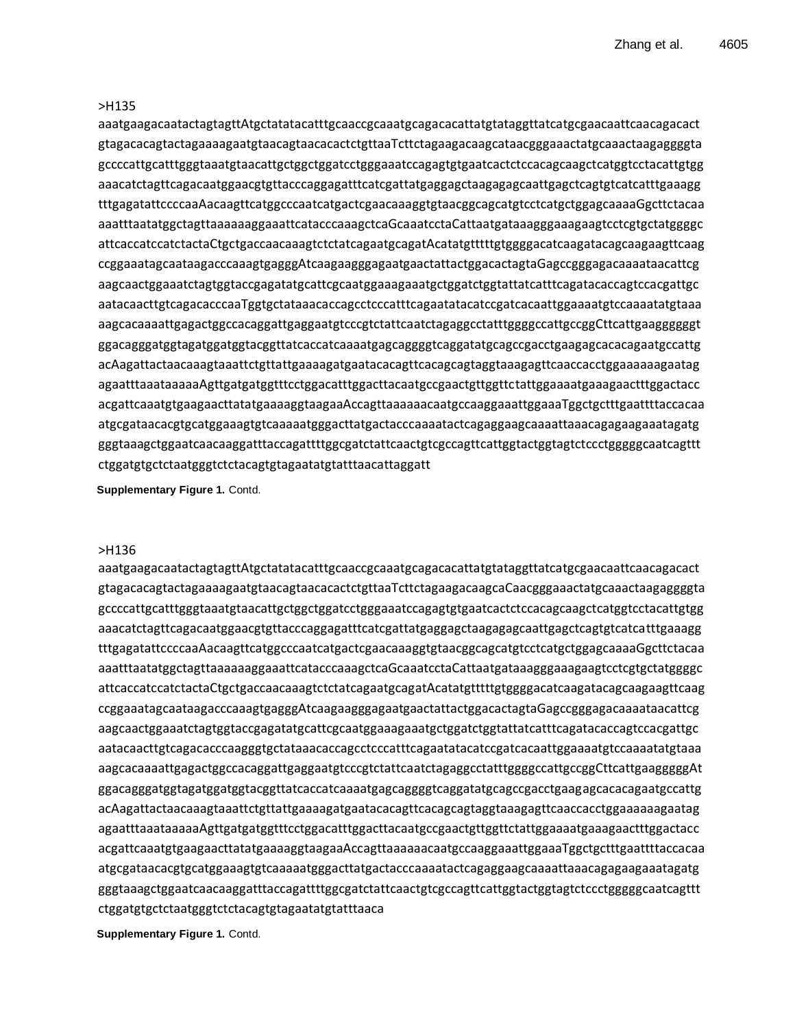>H135
aaatgaagacaatactagtagttAtgctatatacatttgcaaccgcaaatgcagacacattatgtataggttatcatgcgaacaattcaacagacact
gtagacacagtactagaaaagaatgtaacagtaacacactctgttaaTcttctagaagacaagcataacgggaaactatgcaaactaagaggggta
gccccattgcatttgggtaaatgtaacattgctggctggatcctgggaaatccagagtgtgaatcactctccacagcaagctcatggtcctacattgtgg
aaacatctagttcagacaatggaacgtgttacccaggagatttcatcgattatgaggagctaagagagcaattgagctcagtgtcatcatttgaaagg
tttgagatattccccaaAacaagttcatggcccaatcatgactcgaacaaaggtgtaacggcagcatgtcctcatgctggagcaaaaGgcttctacaa
aaatttaatatggctagttaaaaaaggaaattcatacccaaagctcaGcaaatcctaCattaatgataaagggaaagaagtcctcgtgctatggggc
attcaccatccatctactaCtgctgaccaacaaagtctctatcagaatgcagatAcatatgtttttgtggggacatcaagatacagcaagaagttcaag
ccggaaatagcaataagacccaaagtgagggAtcaagaagggagaatgaactattactggacactagtaGagccgggagacaaaataacattcg
aagcaactggaaatctagtggtaccgagatatgcattcgcaatggaaagaaatgctggatctggtattatcatttcagatacaccagtccacgattgc
aatacaacttgtcagacacccaaTggtgctataaacaccagcctcccatttcagaatatacatccgatcacaattggaaaatgtccaaaatatgtaaa
aagcacaaaattgagactggccacaggattgaggaatgtcccgtctattcaatctagaggcctatttggggccattgccggCttcattgaagggggt
ggacagggatggtagatggatggtacggttatcaccatcaaaatgagcaggggtcaggatatgcagccgacctgaagagcacacagaatgccattg
acAagattactaacaaagtaaattctgttattgaaaagatgaatacacagttcacagcagtaggtaaagagttcaaccacctggaaaaaagaatag
agaatttaaataaaaaAgttgatgatggtttcctggacatttggacttacaatgccgaactgttggttctattggaaaatgaaagaactttggactacc
acgattcaaatgtgaagaacttatatgaaaaggtaagaaAccagttaaaaaacaatgccaaggaaattggaaaTggctgctttgaattttaccacaa
atgcgataacacgtgcatggaaagtgtcaaaaatgggacttatgactacccaaaatactcagaggaagcaaaattaaacagagaagaaatagatg
gggtaaagctggaatcaacaaggatttaccagattttggcgatctattcaactgtcgccagttcattggtactggtagtctccctgggggcaatcagttt
ctggatgtgctctaatgggtctctacagtgtagaatatgtatttaacattaggatt

**Supplementary Figure 1.** Contd.

>H136
aaatgaagacaatactagtagttAtgctatatacatttgcaaccgcaaatgcagacacattatgtataggttatcatgcgaacaattcaacagacact
gtagacacagtactagaaaagaatgtaacagtaacacactctgttaaTcttctagaagacaagcaCaacgggaaactatgcaaactaagaggggta
gccccattgcatttgggtaaatgtaacattgctggctggatcctgggaaatccagagtgtgaatcactctccacagcaagctcatggtcctacattgtgg
aaacatctagttcagacaatggaacgtgttacccaggagatttcatcgattatgaggagctaagagagcaattgagctcagtgtcatcatttgaaagg
tttgagatattccccaaAacaagttcatggcccaatcatgactcgaacaaaggtgtaacggcagcatgtcctcatgctggagcaaaaGgcttctacaa
aaatttaatatggctagttaaaaaaggaaattcatacccaaagctcaGcaaatcctaCattaatgataaagggaaagaagtcctcgtgctatggggc
attcaccatccatctactaCtgctgaccaacaaagtctctatcagaatgcagatAcatatgtttttgtggggacatcaagatacagcaagaagttcaag
ccggaaatagcaataagacccaaagtgagggAtcaagaagggagaatgaactattactggacactagtaGagccgggagacaaaataacattcg
aagcaactggaaatctagtggtaccgagatatgcattcgcaatggaaagaaatgctggatctggtattatcatttcagatacaccagtccacgattgc
aatacaacttgtcagacacccaagggtgctataaacaccagcctcccatttcagaatatacatccgatcacaattggaaaatgtccaaaatatgtaaa
aagcacaaaattgagactggccacaggattgaggaatgtcccgtctattcaatctagaggcctatttggggccattgccggCttcattgaaggggAt
ggacagggatggtagatggatggtacggttatcaccatcaaaatgagcaggggtcaggatatgcagccgacctgaagagcacacagaatgccattg
acAagattactaacaaagtaaattctgttattgaaaagatgaatacacagttcacagcagtaggtaaagagttcaaccacctggaaaaaagaatag
agaatttaaataaaaaAgttgatgatggtttcctggacatttggacttacaatgccgaactgttggttctattggaaaatgaaagaactttggactacc
acgattcaaatgtgaagaacttatatgaaaaggtaagaaAccagttaaaaaacaatgccaaggaaattggaaaTggctgctttgaattttaccacaa
atgcgataacacgtgcatggaaagtgtcaaaaatgggacttatgactacccaaaatactcagaggaagcaaaattaaacagagaagaaatagatg
gggtaaagctggaatcaacaaggatttaccagattttggcgatctattcaactgtcgccagttcattggtactggtagtctccctgggggcaatcagttt
ctggatgtgctctaatgggtctctacagtgtagaatatgtatttaaca

**Supplementary Figure 1.** Contd.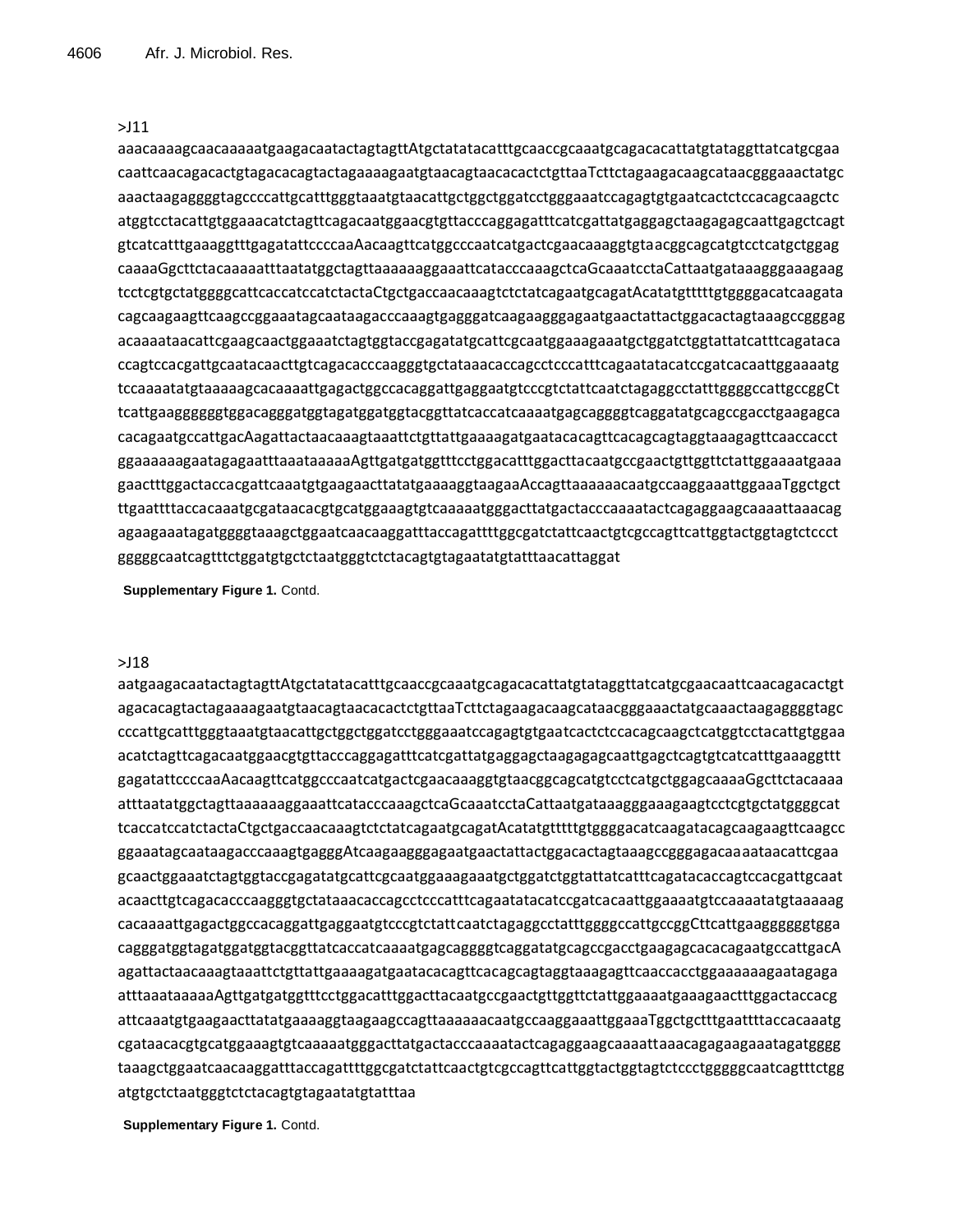>J11

aaacaaaagcaacaaaaatgaagacaatactagtagttAtgctatatacatttgcaaccgcaaatgcagacacattatgtataggttatcatgcgaa
caattcaacagacactgtagacacagtactagaaaagaatgtaacagtaacacactctgttaaTcttctagaagacaagcataacgggaaactatgc
aaactaagaggggtagccccattgcatttgggtaaatgtaacattgctggctggatcctgggaaatccagagtgtgaatcactctccacagcaagctc
atggtcctacattgtggaaacatctagttcagacaatggaacgtgttacccaggagatttcatcgattatgaggagctaagagagcaattgagctcagt
gtcatcatttgaaaggtttgagatattccccaaAacaagttcatggcccaatcatgactcgaacaaaggtgtaacggcagcatgtcctcatgctggag
caaaaGgcttctacaaaaaatttaatatggctagttaaaaaaggaaattcatacccaaagctcaGcaaatcctaCattaatgataaagggaaagaag
tcctcgtgctatggggcattcaccatccatctactaCtgctgaccaacaaagtctctatcagaatgcagatAcatatgtttttgtggggacatcaagata
cagcaagaagttcaagccggaaatagcaataagacccaaagtgagggatcaagaagggagaatgaactattactggacactagtaaagccgggag
acaaaataacattcgaagcaactggaaatctagtggtaccgagatatgcattcgcaatggaaagaaatgctggatctggtattatcatttcagataca
ccagtccacgattgcaatacaacttgtcagacacccaagggtgctataaacaccagcctcccatttcagaatatacatccgatcacaattggaaaatg
tccaaaatatgtaaaaagcacaaaattgagactggccacaggattgaggaatgtcccgtctattcaatctagaggcctatttggggccattgccggCt
tcattgaaggggggtggacagggatggtagatggatggtacggttatcaccatcaaaatgagcaggggtcaggatatgcagccgacctgaagagca
cacagaatgccattgacAagattactaacaaagtaaattctgttattgaaaagatgaatacacagttcacagcagtaggtaaagagttcaaccacct
ggaaaaaagaatagagaatttaaataaaaaAgttgatgatggtttcctggacatttggacttacaatgccgaactgttggttctattggaaaatgaaa
gaactttggactaccacgattcaaatgtgaagaacttatatgaaaaggtaagaaAccagttaaaaaacaatgccaaggaaattggaaaTggctgct
ttgaattttaccacaaatgcgataacacgtgcatggaaagtgtcaaaaatgggacttatgactacccaaaatactcagaggaagcaaaattaaacag
agaagaaatagatggggtaaagctggaatcaacaaggatttaccagattttggcgatctattcaactgtcgccagttcattggtactggtagtctccct
gggggcaatcagtttctggatgtgctctaatgggtctctacagtgtagaatatgtatttaacattaggat

**Supplementary Figure 1.** Contd.

>J18

aatgaagacaatactagtagttAtgctatatacatttgcaaccgcaaatgcagacacattatgtataggttatcatgcgaacaattcaacagacactgt
agacacagtactagaaaagaatgtaacagtaacacactctgttaaTcttctagaagacaagcataacgggaaactatgcaaactaagaggggtagc
cccattgcatttgggtaaatgtaacattgctggctggatcctgggaaatccagagtgtgaatcactctccacagcaagctcatggtcctacattgtggaa
acatctagttcagacaatggaacgtgttacccaggagatttcatcgattatgaggagctaagagagcaattgagctcagtgtcatcatttgaaaggttt
gagatattccccaaAacaagttcatggcccaatcatgactcgaacaaaggtgtaacggcagcatgtcctcatgctggagcaaaaGgcttctacaaaa
atttaatatggctagttaaaaaaggaaattcatacccaaagctcaGcaaatcctaCattaatgataaagggaaagaagtcctcgtgctatggggcat
tcaccatccatctactaCtgctgaccaacaaagtctctatcagaatgcagatAcatatgtttttgtggggacatcaagatacagcaagaagttcaagcc
ggaaatagcaataagacccaaagtgagggAtcaagaagggagaatgaactattactggacactagtaaagccgggagacaaaataacattcgaa
gcaactggaaatctagtggtaccgagatatgcattcgcaatggaaagaaatgctggatctggtattatcatttcagatacaccagtccacgattgcaat
acaacttgtcagacacccaagggtgctataaacaccagcctcccatttcagaatatacatccgatcacaattggaaaatgtccaaaatatgtaaaaag
cacaaaattgagactggccacaggattgaggaatgtcccgtctattcaatctagaggcctatttggggccattgccggCttcattgaaggggggtgga
cagggatggtagatggatggtacggttatcaccatcaaaatgagcaggggtcaggatatgcagccgacctgaagagcacacagaatgccattgacA
agattactaacaaagtaaattctgttattgaaaagatgaatacacagttcacagcagtaggtaaagagttcaaccacctggaaaaaagaatagaga
atttaaataaaaaAgttgatgatggtttcctggacatttggacttacaatgccgaactgttggttctattggaaaatgaaagaactttggactaccacg
attcaaatgtgaagaacttatatgaaaaggtaagaagccagttaaaaaacaatgccaaggaaattggaaaTggctgctttgaattttaccacaaatg
cgataacacgtgcatggaaagtgtcaaaaatgggacttatgactacccaaaatactcagaggaagcaaaattaaacagagaagaaatagatgggg
taaagctggaatcaacaaggatttaccagattttggcgatctattcaactgtcgccagttcattggtactggtagtctccctgggggcaatcagtttctgg
atgtgctctaatgggtctctacagtgtagaatatgtatttaa

**Supplementary Figure 1.** Contd.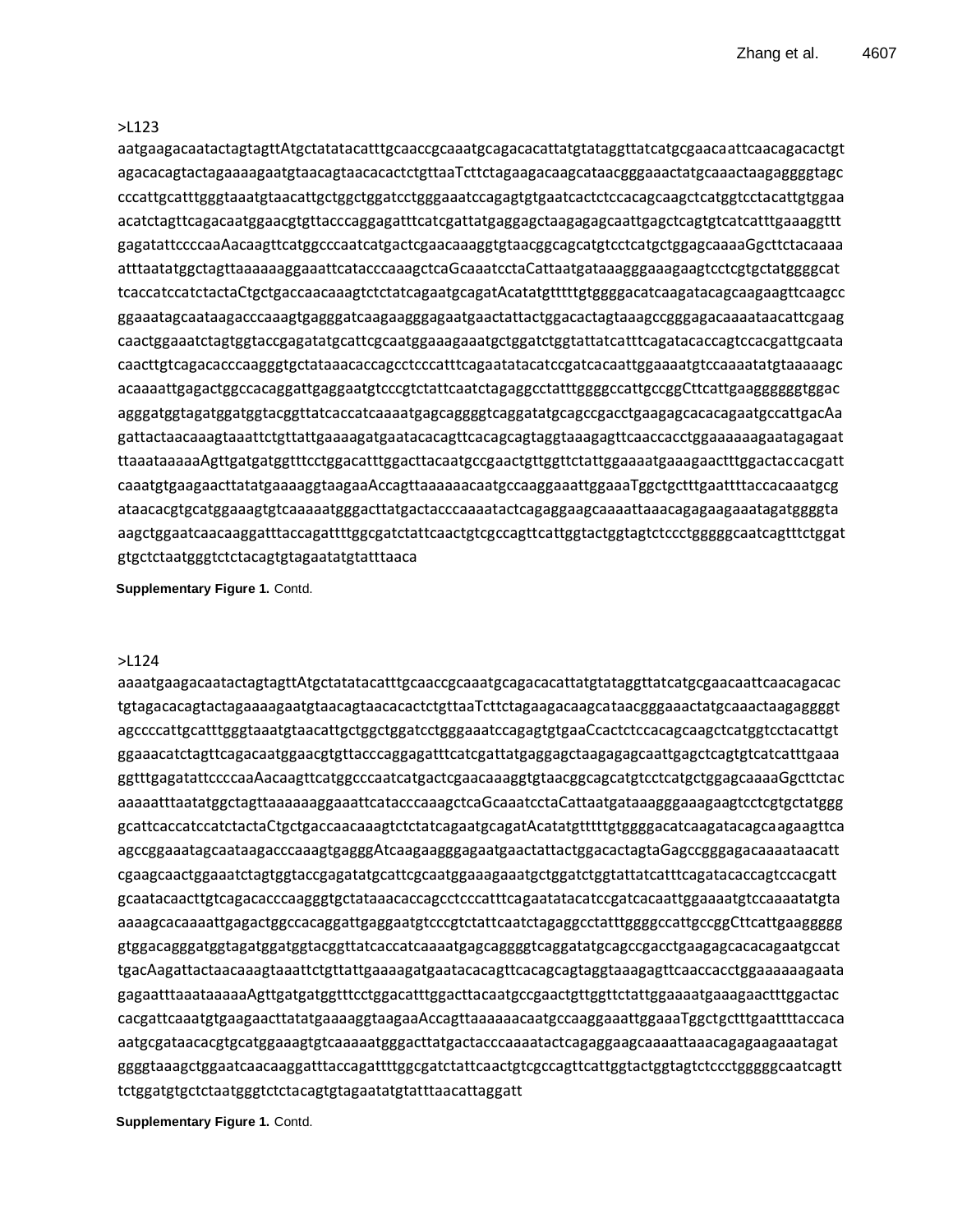>L123

aatgaagacaatactagtagttAtgctatatacatttgcaaccgcaaatgcagacacattatgtataggttatcatgcgaacaattcaacagacactgt
agacacagtactagaaaagaatgtaacagtaacacactctgttaaTcttctagaagacaagcataacgggaaactatgcaaactaagaggggtagc
cccattgcatttgggtaaatgtaacattgctggctggatcctgggaaatccagagtgtgaatcactctccacagcaagctcatggtcctacattgtggaa
acatctagttcagacaatggaacgtgttacccaggagatttcatcgattatgaggagctaagagagcaattgagctcagtgtcatcatttgaaaggttt
gagatattccccaaAacaagttcatggcccaatcatgactcgaacaaaggtgtaacggcagcatgtcctcatgctggagcaaaaGgcttctacaaaa
atttaatatggctagttaaaaaaggaaattcatacccaaagctcaGcaaatcctaCattaatgataaagggaaagaagtcctcgtgctatggggcat
tcaccatccatctactaCtgctgaccaacaaagtctctatcagaatgcagatAcatatgtttttgtggggacatcaagatacagcaagaagttcaagcc
ggaaatagcaataagacccaaagtgagggatcaagaagggagaatgaactattactggacactagtaaagccgggagacaaaataacattcgaag
caactggaaatctagtggtaccgagatatgcattcgcaatggaaagaaatgctggatctggtattatcatttcagatacaccagtccacgattgcaata
caacttgtcagacacccaagggtgctataaacaccagcctcccatttcagaatatacatccgatcacaattggaaaatgtccaaaatatgtaaaaagc
acaaaattgagactggccacaggattgaggaatgtcccgtctattcaatctagaggcctatttggggccattgccggCttcattgaagggggggtggac
agggatggtagatggatggtacggttatcaccatcaaaatgagcaggggtcaggatatgcagccgacctgaagagcacacagaatgccattgacAa
gattactaacaaagtaaattctgttattgaaaagatgaatacacagttcacagcagtaggtaaagagttcaaccacctggaaaaaagaatagagaat
ttaaataaaaaAgttgatgatggtttcctggacatttggacttacaatgccgaactgttggttctattggaaaatgaaagaactttggactaccacgatt
caaatgtgaagaacttatatgaaaaggtaagaaAccagttaaaaaacaatgccaaggaaattggaaaTggctgctttgaattttaccacaaatgcg
ataacacgtgcatggaaagtgtcaaaaatgggacttatgactacccaaaatactcagaggaagcaaaattaaacagagaagaaatagatggggta
aagctggaatcaacaaggatttaccagattttggcgatctattcaactgtcgccagttcattggtactggtagtctccctgggggcaatcagtttctggat
gtgctctaatgggtctctacagtgtagaatatgtatttaaca

**Supplementary Figure 1.** Contd.

>L124

aaaatgaagacaatactagtagttAtgctatatacatttgcaaccgcaaatgcagacacattatgtataggttatcatgcgaacaattcaacagacac
tgtagacacagtactagaaaagaatgtaacagtaacacactctgttaaTcttctagaagacaagcataacgggaaactatgcaaactaagaggggt
agccccattgcatttgggtaaatgtaacattgctggctggatcctgggaaatccagagtgtgaaCcactctccacagcaagctcatggtcctacattgt
ggaaacatctagttcagacaatggaacgtgttacccaggagatttcatcgattatgaggagctaagagagcaattgagctcagtgtcatcatttgaaa
ggtttgagatattccccaaAacaagttcatggcccaatcatgactcgaacaaaggtgtaacggcagcatgtcctcatgctggagcaaaaGgcttctac
aaaaatttaatatggctagttaaaaaaggaaattcatacccaaagctcaGcaaatcctaCattaatgataaagggaaagaagtcctcgtgctatggg
gcattcaccatccatctactaCtgctgaccaacaaagtctctatcagaatgcagatAcatatgtttttgtggggacatcaagatacagcaagaagttca
agccggaaatagcaataagacccaaagtgagggAtcaagaagggagaatgaactattactggacactagtaGagccgggagacaaaataacatt
cgaagcaactggaaatctagtggtaccgagatatgcattcgcaatggaaagaaatgctggatctggtattatcatttcagatacaccagtccacgatt
gcaatacaacttgtcagacacccaagggtgctataaacaccagcctcccatttcagaatatacatccgatcacaattggaaaatgtccaaaatatgta
aaaagcacaaaattgagactggccacaggattgaggaatgtcccgtctattcaatctagaggcctatttggggccattgccggCttcattgaaggggg
gtggacagggatggtagatggatggtacggttatcaccatcaaaatgagcaggggtcaggatatgcagccgacctgaagagcacacagaatgccat
tgacAagattactaacaaagtaaattctgttattgaaaagatgaatacacagttcacagcagtaggtaaagagttcaaccacctggaaaaaagaata
gagaatttaaataaaaaAgttgatgatggtttcctggacatttggacttacaatgccgaactgttggttctattggaaaatgaaagaactttggactac
cacgattcaaatgtgaagaacttatatgaaaaggtaagaaAccagttaaaaaacaatgccaaggaaattggaaaTggctgctttgaattttaccaca
aatgcgataacacgtgcatggaaagtgtcaaaaatgggacttatgactacccaaaatactcagaggaagcaaaattaaacagagaagaaatagat
ggggtaaagctggaatcaacaaggatttaccagattttggcgatctattcaactgtcgccagttcattggtactggtagtctccctgggggcaatcagtt
tctggatgtgctctaatgggtctctacagtgtagaatatgtatttaacattaggatt

**Supplementary Figure 1.** Contd.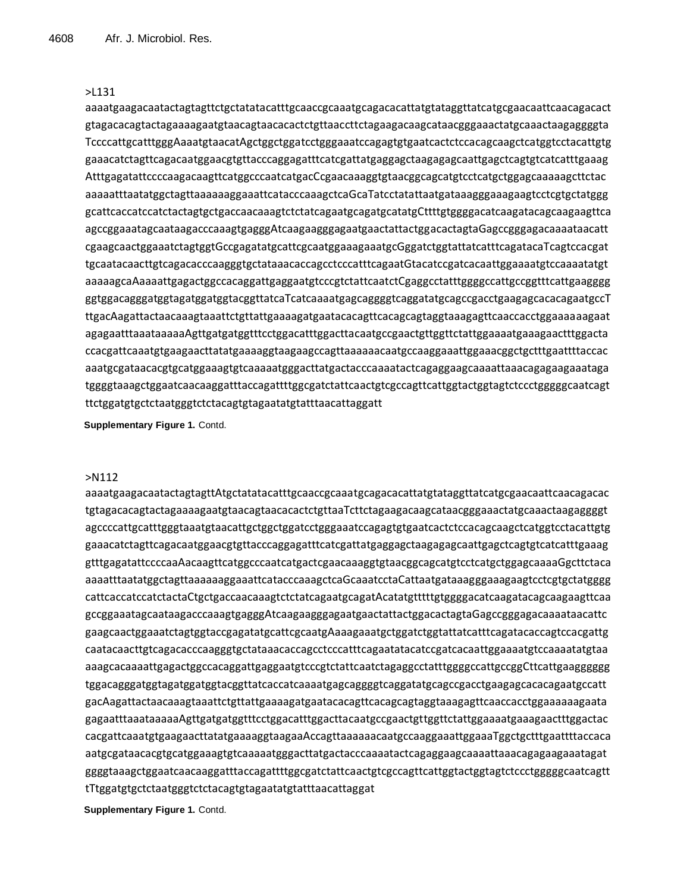>L131

aaaatgaagacaatactagtagttctgctatatacatttgcaaccgcaaatgcagacacattatgtataggttatcatgcgaacaattcaacagacact
gtagacacagtactagaaaagaatgtaacagtaacacactctgttaaccttctagaagacaagcataacgggaaactatgcaaactaagaggggta
TccccattgcatttgggAaaatgtaacatAgctggctggatcctgggaaatccagagtgtgaatcactctccacagcaagctcatggtcctacattgtg
gaaacatctagttcagacaatggaacgtgttacccaggagatttcatcgattatgaggagctaagagagcaattgagctcagtgtcatcatttgaaag
AtttgagatattccccaagacaagttcatggcccaatcatgacCcgaacaaaggtgtaacggcagcatgtcctcatgctggagcaaaaagcttctac
aaaaatttaatatggctagttaaaaaaggaaattcatacccaaagctcaGcaTatcctatattaatgataaagggaaagaagtcctcgtgctatggg
gcattcaccatccatctactagtgctgaccaacaaagtctctatcagaatgcagatgcatatgCttttgtggggacatcaagatacagcaagaagttca
agccggaaatagcaataagacccaaagtgagggAtcaagaagggagaatgaactattactggacactagtaGagccgggagacaaaataacatt
cgaagcaactggaaatctagtggtGccgagatatgcattcgcaatggaaagaaatgcGggatctggtattatcatttcagatacaTcagtccacgat
tgcaatacaacttgtcagacacccaagggtgctataaacaccagcctcccatttcagaatGtacatccgatcacaattggaaaatgtccaaaatatgt
aaaaagcaAaaaattgagactggccacaggattgaggaatgtcccgtctattcaatctCgaggcctatttggggccattgccggtttcattgaagggg
ggtggacagggatggtagatggatggtacggttatcaTcatcaaaatgagcaggggtcaggatatgcagccgacctgaagagcacacagaatgccT
ttgacAagattactaacaaagtaaattctgttattgaaaagatgaatacacagttcacagcagtaggtaaagagttcaaccacctggaaaaaagaat
agagaatttaaataaaaaAgttgatgatggtttcctggacatttggacttacaatgccgaactgttggttctattggaaaatgaaagaactttggacta
ccacgattcaaatgtgaagaacttatatgaaaaggtaagaagccagttaaaaaacaatgccaaggaaattggaaacggctgctttgaattttaccac
aaatgcgataacacgtgcatggaaagtgtcaaaaatgggacttatgactacccaaaatactcagaggaagcaaaattaaacagagaagaaataga
tggggtaaagctggaatcaacaaggatttaccagattttggcgatctattcaactgtcgccagttcattggtactggtagtctccctgggggcaatcagt
ttctggatgtgctctaatgggtctctacagtgtagaatatgtatttaacattaggatt

**Supplementary Figure 1.** Contd.

>N112

aaaatgaagacaatactagtagttAtgctatatacatttgcaaccgcaaatgcagacacattatgtataggttatcatgcgaacaattcaacagacac
tgtagacacagtactagaaaagaatgtaacagtaacacactctgttaaTcttctagaagacaagcataacgggaaactatgcaaactaagaggggt
agccccattgcatttgggtaaatgtaacattgctggctggatcctgggaaatccagagtgtgaatcactctccacagcaagctcatggtcctacattgtg
gaaacatctagttcagacaatggaacgtgttacccaggagatttcatcgattatgaggagctaagagagcaattgagctcagtgtcatcatttgaaag
gtttgagatattccccaaAacaagttcatggcccaatcatgactcgaacaaaggtgtaacggcagcatgtcctcatgctggagcaaaaGgcttctaca
aaaatttaatatggctagttaaaaaaggaaattcatacccaaagctcaGcaaatcctaCattaatgataaagggaaagaagtcctcgtgctatgggg
cattcaccatccatctactaCtgctgaccaacaaagtctctatcagaatgcagatAcatatgtttttgtggggacatcaagatacagcaagaagttcaa
gccggaaatagcaataagacccaaagtgagggAtcaagaagggagaatgaactattactggacactagtaGagccgggagacaaaataacattc
gaagcaactggaaatctagtggtaccgagatatgcattcgcaatgAaaagaaatgctggatctggtattatcatttcagatacaccagtccacgattg
caatacaacttgtcagacacccaagggtgctataaacaccagcctcccatttcagaatatacatccgatcacaattggaaaatgtccaaaatatgtaa
aaagcacaaaattgagactggccacaggattgaggaatgtcccgctctattcaatctagaggcctatttggggccattgccggCttcattgaaggggg
tggacagggatggtagatggatggtacggttatcaccatcaaaatgagcaggggtcaggatatgcagccgacctgaagagcacacagaatgccatt
gacAagattactaacaaagtaaattctgttattgaaaagatgaatacacagttcacagcagtaggtaaagagttcaaccacctggaaaaaagaata
gagaatttaaataaaaaAgttgatgatggtttcctggacatttggacttacaatgccgaactgttggttctattggaaaatgaaagaactttggactac
cacgattcaaatgtgaagaacttatatgaaaaggtaagaaAccagttaaaaaacaatgccaaggaaattggaaaTggctgctttgaattttaccaca
aatgcgataacacgtgcatggaaagtgtcaaaaatgggacttatgactacccaaaatactcagaggaagcaaaattaaacagagaagaaatagat
ggggtaaagctggaatcaacaaggatttaccagattttggcgatctattcaactgtcgccagttcattggtactggtagtctccctgggggcaatcagtt
tTtggatgtgctctaatgggtctctacagtgtagaatatgtatttaacattaggat

**Supplementary Figure 1.** Contd.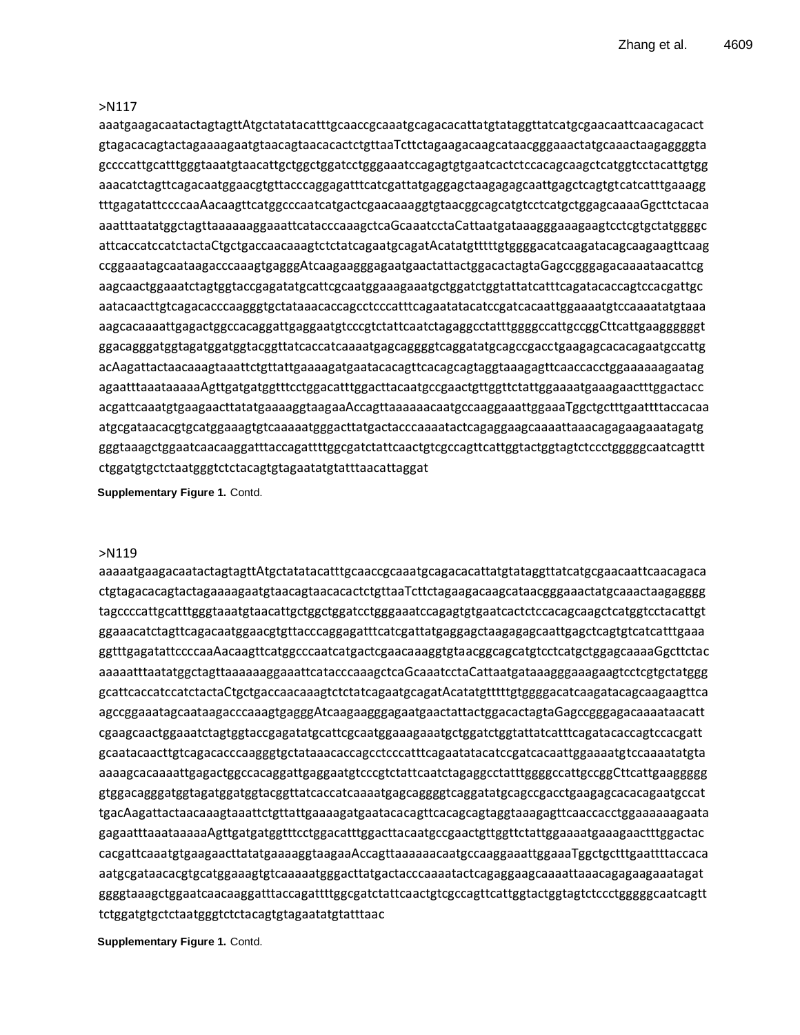>N117

aaatgaagacaatactagtagttAtgctatatacatttgcaaccgcaaatgcagacacattatgtataggttatcatgcgaacaattcaacagacact
gtagacacagtactagaaaagaatgtaacagtaacacactctgttaaTcttctagaagacaagcataacgggaaactatgcaaactaagaggggta
gccccattgcatttgggtaaatgtaacattgctggctggatcctgggaaatccagagtgtgaatcactctccacagcaagctcatggtcctacattgtgg
aaacatctagttcagacaatggaacgtgttacccaggagatttcatcgattatgaggagctaagagagcaattgagctcagtgtcatcatttgaaagg
tttgagatattccccaaAacaagttcatggcccaatcatgactcgaacaaaggtgtaacggcagcatgtcctcatgctggagcaaaaGgcttctacaa
aaatttaatatggctagttaaaaaaggaaattcatacccaaagctcaGcaaatcctaCattaatgataaagggaaagaagtcctcgtgctatggggc
attcaccatccatctactaCtgctgaccaacaaagtctctatcagaatgcagatAcatatgtttttgtggggacatcaagatacagcaagaagttcaag
ccggaaatagcaataagacccaaagtgagggAtcaagaagggagaatgaactattactggacactagtaGagccgggagacaaaataacattcg
aagcaactggaaatctagtggtaccgagatatgcattcgcaatggaaagaaatgctggatctggtattatcatttcagatacaccagtccacgattgc
aatacaacttgtcagacacccaagggtgctataaacaccagcctcccatttcagaatatacatccgatcacaattggaaaatgtccaaaatatgtaaa
aagcacaaaattgagactggccacaggattgaggaatgtcccgtctattcaatctagaggcctatttggggccattgccggCttcattgaaggggggt
ggacagggatggtagatggatggtacggttatcaccatcaaaatgagcaggggtcaggatatgcagccgacctgaagagcacacagaatgccattg
acAagattactaacaaagtaaattctgttattgaaaagatgaatacacagttcacagcagtaggtaaagagttcaaccacctggaaaaaagaatag
agaatttaaataaaaaAgttgatgatggtttcctggacatttggacttacaatgccgaactgttggttctattggaaaatgaaagaactttggactacc
acgattcaaatgtgaagaacttatatgaaaaggtaagaaAccagttaaaaaacaatgccaaggaaattggaaaTggctgctttgaattttaccacaa
atgcgataacacgtgcatggaaagtgtcaaaaatgggacttatgactacccaaaatactcagaggaagcaaaattaaacagagaagaaatagatg
gggtaaagctggaatcaacaaggatttaccagattttggcgatctattcaactgtcgccagttcattggtactggtagtctccctgggggcaatcagttt
ctggatgtgctctaatgggtctctacagtgtagaatatgtatttaacattaggat

**Supplementary Figure 1.** Contd.

>N119

aaaaatgaagacaatactagtagttAtgctatatacatttgcaaccgcaaatgcagacacattatgtataggttatcatgcgaacaattcaacagaca
ctgtagacacagtactagaaaagaatgtaacagtaacacactctgttaaTcttctagaagacaagcataacgggaaactatgcaaactaagagggg
tagccccattgcatttgggtaaatgtaacattgctggctggatcctgggaaatccagagtgtgaatcactctccacagcaagctcatggtcctacattgt
ggaaacatctagttcagacaatggaacgtgttacccaggagatttcatcgattatgaggagctaagagagcaattgagctcagtgtcatcatttgaaa
ggtttgagatattccccaaAacaagttcatggcccaatcatgactcgaacaaaggtgtaacggcagcatgtcctcatgctggagcaaaaGgcttctac
aaaaatttaatatggctagttaaaaaaggaaattcatacccaaagctcaGcaaatcctaCattaatgataaagggaaagaagtcctcgtgctatggg
gcattcaccatccatctactaCtgctgaccaacaaagtctctatcagaatgcagatAcatatgtttttgtggggacatcaagatacagcaagaagttca
agccggaaatagcaataagacccaaagtgagggAtcaagaagggagaatgaactattactggacactagtaGagccgggagacaaaataacatt
cgaagcaactggaaatctagtggtaccgagatatgcattcgcaatggaaagaaatgctggatctggtattatcatttcagatacaccagtccacgatt
gcaatacaacttgtcagacacccaagggtgctataaacaccagcctcccatttcagaatatacatccgatcacaattggaaaatgtccaaaatatgta
aaaagcacaaaattgagactggccacaggattgaggaatgtcccgtctattcaatctagaggcctatttggggccattgccggCttcattgaaggggg
gtggacagggatggtagatggatggtacggttatcaccatcaaaatgagcaggggtcaggatatgcagccgacctgaagagcacacagaatgccat
tgacAagattactaacaaagtaaattctgttattgaaaagatgaatacacagttcacagcagtaggtaaagagttcaaccacctggaaaaaagaata
gagaatttaaataaaaaAgttgatgatggtttcctggacatttggacttacaatgccgaactgttggttctattggaaaatgaaagaactttggactac
cacgattcaaatgtgaagaacttatatgaaaaggtaagaaAccagttaaaaaacaatgccaaggaaattggaaaTggctgctttgaattttaccaca
aatgcgataacacgtgcatggaaagtgtcaaaaatgggacttatgactacccaaaatactcagaggaagcaaaattaaacagagaagaaatagat
ggggtaaagctggaatcaacaaggatttaccagattttggcgatctattcaactgtcgccagttcattggtactggtagtctccctgggggcaatcagtt
tctggatgtgctctaatgggtctctacagtgtagaatatgtatttaac

**Supplementary Figure 1.** Contd.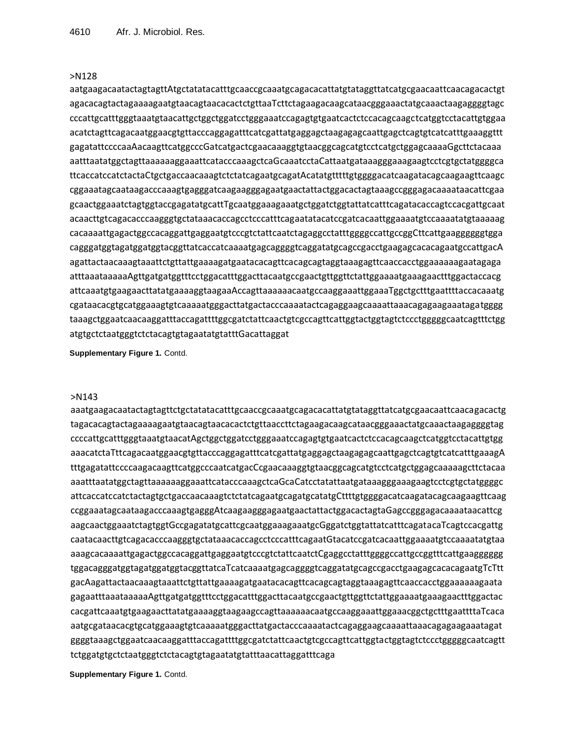>N128

aatgaagacaatactagtagttAtgctatatacatttgcaaccgcaaatgcagacacattatgtataggttatcatgcgaacaattcaacagacactgt
agacacagtactagaaaagaatgtaacagtaacacactctgttaaTcttctagaagacaagcataacgggaaactatgcaaactaagaggggtagc
cccattgcatttgggtaaatgtaacattgctggctggatcctgggaaatccagagtgtgaatcactctccacagcaagctcatggtcctacattgtggaa
acatctagttcagacaatggaacgtgttacccaggagatttcatcgattatgaggagctaagagagcaattgagctcagtgtcatcatttgaaaggttt
gagatattccccaaAacaagttcatggcccGatcatgactcgaacaaaggtgtaacggcagcatgtcctcatgctggagcaaaaGgcttctacaaa
aatttaatatggctagttaaaaaaggaaattcatacccaaagctcaGcaaatcctaCattaatgataaagggaaagaagtcctcgtgctatggggca
ttcaccatccatctactaCtgctgaccaacaaagtctctatcagaatgcagatAcatatgtttttgtggggacatcaagatacagcaagaagttcaagc
cggaaatagcaataagacccaaagtgagggatcaagaagggagaatgaactattactggacactagtaaagccgggagacaaaataacattcgaa
gcaactggaaatctagtggtaccgagatatgcattTgcaatggaaagaaatgctggatctggtattatcatttcagatacaccagtccacgattgcaat
acaacttgtcagacacccaagggtgctataaacaccagcctcccatttcagaatatacatccgatcacaattggaaaatgtccaaaatatgtaaaaag
cacaaaattgagactggccacaggattgaggaatgtcccgtctattcaatctagaggcctatttggggccattgccggCttcattgaaggggggtgga
cagggatggtagatggatggtacggttatcaccatcaaaatgagcaggggtcaggatatgcagccgacctgaagagcacacagaatgccattgacA
agattactaacaaagtaaattctgttattgaaaagatgaatacacagttcacagcagtaggtaaagagttcaaccacctggaaaaaagaatagaga
atttaaataaaaaAgttgatgatggtttcctggacatttggacttacaatgccgaactgttggttctattggaaaatgaaagaactttggactaccacg
attcaaatgtgaagaacttatatgaaaaggtaagaaAccagttaaaaaacaatgccaaggaaattggaaaTggctgctttgaattttaccacaaatg
cgataacacgtgcatggaaagtgtcaaaaatgggacttatgactacccaaaatactcagaggaagcaaaattaaacagagaagaaatagatgggg
taaagctggaatcaacaaggatttaccagattttggcgatctattcaactgtcgccagttcattggtactggtagtctccctgggggcaatcagtttctgg
atgtgctctaatgggtctctacagtgtagaatatgtatttGacattaggat

**Supplementary Figure 1.** Contd.

>N143

aaatgaagacaatactagtagttctgctatatacatttgcaaccgcaaatgcagacacattatgtataggttatcatgcgaacaattcaacagacactg
tagacacagtactagaaaagaatgtaacagtaacacactctgttaaccttctagaagacaagcataacgggaaactatgcaaactaagaggggtag
ccccattgcatttgggtaaatgtaacatAgctggctggatcctgggaaatccagagtgtgaatcactctccacagcaagctcatggtcctacattgtgg
aaacatctaTttcagacaatggaacgtgttacccaggagatttcatcgattatgaggagctaagagagcaattgagctcagtgtcatcatttgaaagA
tttgagatattccccaagacaagttcatggcccaatcatgacCgaacaaaggtgtaacggcagcatgtcctcatgctggagcaaaaagcttctacaa
aaatttaatatggctagttaaaaaaggaaattcatacccaaagctcaGcaCatcctatattaatgataaagggaaagaagtcctcgtgctatggggc
attcaccatccatctactagtgctgaccaacaaagtctctatcagaatgcagatgcatatgCttttgtggggacatcaagatacagcaagaagttcaag
ccggaaatagcaataagacccaaagtgagggAtcaagaagggagaatgaactattactggacactagtaGagccgggagacaaaataacattcg
aagcaactggaaatctagtggtGccgagatatgcattcgcaatggaaagaaatgcGgatctggtattatcatttcagatacaTcagtccacgattg
caatacaacttgtcagacacccaagggtgctataaacaccagcctcccatttcagaatGtacatccgatcacaattggaaaatgtccaaaatatgtaa
aaagcacaaaattgagactggccacaggattgaggaatgtcccgtctattcaatctGaggcctatttggggccattgccggtttcattgaaggggggg
tggacagggatggtagatggatggtacggttatcaTcatcaaaatgagcaggggtcaggatatgcagccgacctgaagagcacacagaatgTcTtt
gacAagattactaacaaagtaaattctgttattgaaaagatgaatacacagttcacagcagtaggtaaagagttcaaccacctggaaaaaagaata
gagaatttaaataaaaaAgttgatgatggtttcctggacatttggacttacaatgccgaactgttggttctattggaaaatgaaagaactttggactac
cacgattcaaatgtgaagaacttatatgaaaaggtaagaagccagttaaaaaacaatgccaaggaaattggaaacggctgctttgaattttaTcaca
aatgcgataacacgtgcatggaaagtgtcaaaaatgggacttatgactacccaaaatactcagaggaagcaaaattaaacagagaagaaatagat
ggggtaaagctggaatcaacaaggatttaccagattttggcgatctattcaactgtcgccagttcattggtactggtagtctccctgggggcaatcagtt
tctggatgtgctctaatgggtctctacagtgtagaatatgtatttaacattaggatttcaga

**Supplementary Figure 1.** Contd.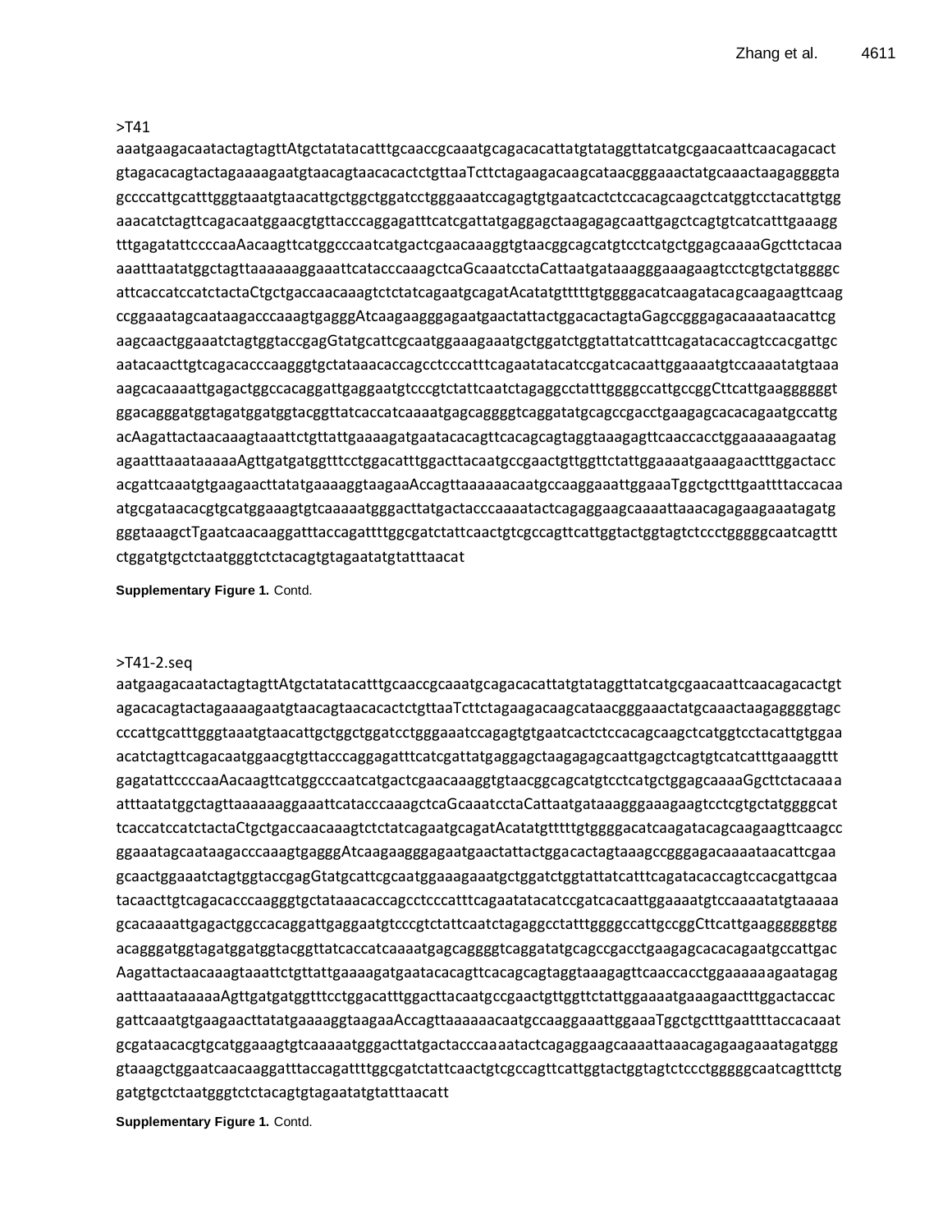>T41
aaatgaagacaatactagtagttAtgctatatacatttgcaaccgcaaatgcagacacattatgtataggttatcatgcgaacaattcaacagacact
gtagacacagtactagaaaagaatgtaacagtaacacactctgttaaTcttctagaagacaagcataacgggaaactatgcaaactaagaggggta
gccccattgcatttgggtaaatgtaacattgctggctggatcctgggaaatccagagtgtgaatcactctccacagcaagctcatggtcctacattgtgg
aaacatctagttcagacaatggaacgtgttacccaggagatttcatcgattatgaggagctaagagagcaattgagctcagtgtcatcatttgaaagg
tttgagatattccccaaAacaagttcatggcccaatcatgactcgaacaaaggtgtaacggcagcatgtcctcatgctggagcaaaaGgcttctacaa
aaatttaatatggctagttaaaaaaggaaattcatacccaaagctcaGcaaatcctaCattaatgataaagggaaagaagtcctcgtgctatggggc
attcaccatccatctactaCtgctgaccaacaaagtctctatcagaatgcagatAcatatgtttttgtggggacatcaagatacagcaagaagttcaag
ccggaaatagcaataagacccaaagtgagggAtcaagaagggagaatgaactattactggacactagtaGagccgggagacaaaataacattcg
aagcaactggaaatctagtggtaccgagGtatgcattcgcaatggaaagaaatgctggatctggtattatcatttcagatacaccagtccacgattgc
aatacaacttgtcagacacccaagggtgctataaacaccagcctcccatttcagaatatacatccgatcacaattggaaaatgtccaaaatatgtaaa
aagcacaaaattgagactggccacaggattgaggaatgtcccgtctattcaatctagaggcctatttggggccattgccggCttcattgaagggggt
ggacagggatggtagatggatggtacggttatcaccatcaaaatgagcaggggtcaggatatgcagccgacctgaagagcacacagaatgccattg
acAagattactaacaaagtaaattctgttattgaaaagatgaatacacagttcacagcagtaggtaaagagttcaaccacctggaaaaaagaatag
agaatttaaataaaaaAgttgatgatggtttcctggacatttggacttacaatgccgaactgttggttctattggaaaatgaaagaactttggactacc
acgattcaaatgtgaagaacttatatgaaaaggtaagaaAccagttaaaaaacaatgccaaggaaattggaaaTggctgctttgaattttaccacaa
atgcgataacacgtgcatggaaagtgtcaaaaatgggacttatgactacccaaaatactcagaggaagcaaaattaaacagagaagaaatagatg
gggtaaagctTgaatcaacaaggatttaccagattttggcgatctattcaactgtcgccagttcattggtactggtagtctccctgggggcaatcagttt
ctggatgtgctctaatgggtctctacagtgtagaatatgtatttaacat

**Supplementary Figure 1.** Contd.

>T41-2.seq
aatgaagacaatactagtagttAtgctatatacatttgcaaccgcaaatgcagacacattatgtataggttatcatgcgaacaattcaacagacactgt
agacacagtactagaaaagaatgtaacagtaacacactctgttaaTcttctagaagacaagcataacgggaaactatgcaaactaagaggggtagc
cccattgcatttgggtaaatgtaacattgctggctggatcctgggaaatccagagtgtgaatcactctccacagcaagctcatggtcctacattgtggaa
acatctagttcagacaatggaacgtgttacccaggagatttcatcgattatgaggagctaagagagcaattgagctcagtgtcatcatttgaaaggttt
gagatattccccaaAacaagttcatggcccaatcatgactcgaacaaaggtgtaacggcagcatgtcctcatgctggagcaaaaGgcttctacaaaa
atttaatatggctagttaaaaaaggaaattcatacccaaagctcaGcaaatcctaCattaatgataaagggaaagaagtcctcgtgctatggggcat
tcaccatccatctactaCtgctgaccaacaaagtctctatcagaatgcagatAcatatgtttttgtggggacatcaagatacagcaagaagttcaagcc
ggaaatagcaataagacccaaagtgagggAtcaagaagggagaatgaactattactggacactagtaaagccgggagacaaaataacattcgaa
gcaactggaaatctagtggtaccgagGtatgcattcgcaatggaaagaaatgctggatctggtattatcatttcagatacaccagtccacgattgcaa
tacaacttgtcagacacccaagggtgctataaacaccagcctcccatttcagaatatacatccgatcacaattggaaaatgtccaaaatatgtaaaaa
gcacaaaattgagactggccacaggattgaggaatgtcccgtctattcaatctagaggcctatttggggccattgccggCttcattgaagggggggtgg
acagggatggtagatggatggtacggttatcaccatcaaaatgagcaggggtcaggatatgcagccgacctgaagagcacacagaatgccattgac
Aagattactaacaaagtaaattctgttattgaaaagatgaatacacagttcacagcagtaggtaaagagttcaaccacctggaaaaaagaatagag
aatttaaataaaaaAgttgatgatggtttcctggacatttggacttacaatgccgaactgttggttctattggaaaatgaaagaactttggactaccac
gattcaaatgtgaagaacttatatgaaaaggtaagaaAccagttaaaaaacaatgccaaggaaattggaaaTggctgctttgaattttaccacaaat
gcgataacacgtgcatggaaagtgtcaaaaatgggacttatgactacccaaaatactcagaggaagcaaaattaaacagagaagaaatagatggg
gtaaagctggaatcaacaaggatttaccagattttggcgatctattcaactgtcgccagttcattggtactggtagtctccctgggggcaatcagtttctg
gatgtgctctaatgggtctctacagtgtagaatatgtatttaacatt

**Supplementary Figure 1.** Contd.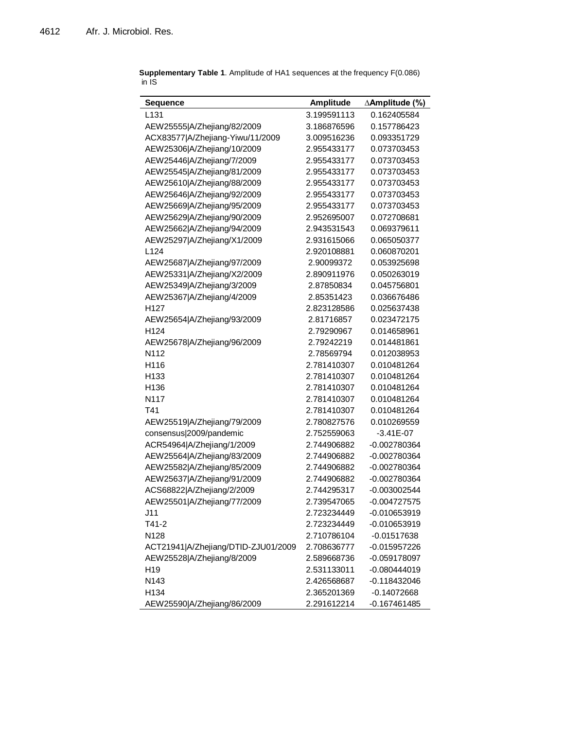**Supplementary Table 1**. Amplitude of HA1 sequences at the frequency F(0.086) in IS

| Sequence | Amplitude | ∆Amplitude (%) |
|---|---|---|
| L131 | 3.199591113 | 0.162405584 |
| AEW25555\|A/Zhejiang/82/2009 | 3.186876596 | 0.157786423 |
| ACX83577\|A/Zhejiang-Yiwu/11/2009 | 3.009516236 | 0.093351729 |
| AEW25306\|A/Zhejiang/10/2009 | 2.955433177 | 0.073703453 |
| AEW25446\|A/Zhejiang/7/2009 | 2.955433177 | 0.073703453 |
| AEW25545\|A/Zhejiang/81/2009 | 2.955433177 | 0.073703453 |
| AEW25610\|A/Zhejiang/88/2009 | 2.955433177 | 0.073703453 |
| AEW25646\|A/Zhejiang/92/2009 | 2.955433177 | 0.073703453 |
| AEW25669\|A/Zhejiang/95/2009 | 2.955433177 | 0.073703453 |
| AEW25629\|A/Zhejiang/90/2009 | 2.952695007 | 0.072708681 |
| AEW25662\|A/Zhejiang/94/2009 | 2.943531543 | 0.069379611 |
| AEW25297\|A/Zhejiang/X1/2009 | 2.931615066 | 0.065050377 |
| L124 | 2.920108881 | 0.060870201 |
| AEW25687\|A/Zhejiang/97/2009 | 2.90099372 | 0.053925698 |
| AEW25331\|A/Zhejiang/X2/2009 | 2.890911976 | 0.050263019 |
| AEW25349\|A/Zhejiang/3/2009 | 2.87850834 | 0.045756801 |
| AEW25367\|A/Zhejiang/4/2009 | 2.85351423 | 0.036676486 |
| H127 | 2.823128586 | 0.025637438 |
| AEW25654\|A/Zhejiang/93/2009 | 2.81716857 | 0.023472175 |
| H124 | 2.79290967 | 0.014658961 |
| AEW25678\|A/Zhejiang/96/2009 | 2.79242219 | 0.014481861 |
| N112 | 2.78569794 | 0.012038953 |
| H116 | 2.781410307 | 0.010481264 |
| H133 | 2.781410307 | 0.010481264 |
| H136 | 2.781410307 | 0.010481264 |
| N117 | 2.781410307 | 0.010481264 |
| T41 | 2.781410307 | 0.010481264 |
| AEW25519\|A/Zhejiang/79/2009 | 2.780827576 | 0.010269559 |
| consensus\|2009/pandemic | 2.752559063 | -3.41E-07 |
| ACR54964\|A/Zhejiang/1/2009 | 2.744906882 | -0.002780364 |
| AEW25564\|A/Zhejiang/83/2009 | 2.744906882 | -0.002780364 |
| AEW25582\|A/Zhejiang/85/2009 | 2.744906882 | -0.002780364 |
| AEW25637\|A/Zhejiang/91/2009 | 2.744906882 | -0.002780364 |
| ACS68822\|A/Zhejiang/2/2009 | 2.744295317 | -0.003002544 |
| AEW25501\|A/Zhejiang/77/2009 | 2.739547065 | -0.004727575 |
| J11 | 2.723234449 | -0.010653919 |
| T41-2 | 2.723234449 | -0.010653919 |
| N128 | 2.710786104 | -0.01517638 |
| ACT21941\|A/Zhejiang/DTID-ZJU01/2009 | 2.708636777 | -0.015957226 |
| AEW25528\|A/Zhejiang/8/2009 | 2.589668736 | -0.059178097 |
| H19 | 2.531133011 | -0.080444019 |
| N143 | 2.426568687 | -0.118432046 |
| H134 | 2.365201369 | -0.14072668 |
| AEW25590\|A/Zhejiang/86/2009 | 2.291612214 | -0.167461485 |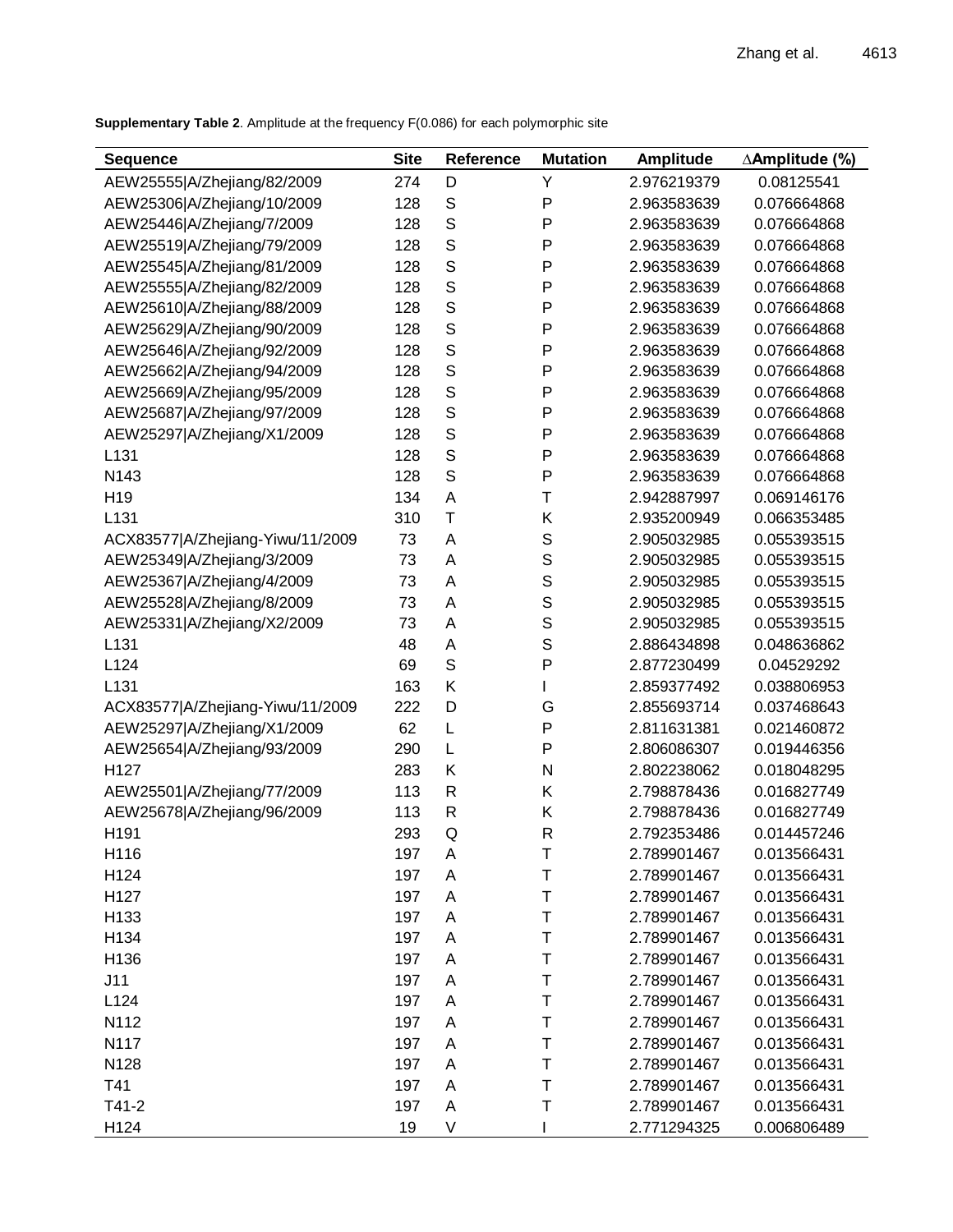**Supplementary Table 2**. Amplitude at the frequency F(0.086) for each polymorphic site

| Sequence | Site | Reference | Mutation | Amplitude | ∆Amplitude (%) |
|---|---|---|---|---|---|
| AEW25555\|A/Zhejiang/82/2009 | 274 | D | Y | 2.976219379 | 0.08125541 |
| AEW25306\|A/Zhejiang/10/2009 | 128 | S | P | 2.963583639 | 0.076664868 |
| AEW25446\|A/Zhejiang/7/2009 | 128 | S | P | 2.963583639 | 0.076664868 |
| AEW25519\|A/Zhejiang/79/2009 | 128 | S | P | 2.963583639 | 0.076664868 |
| AEW25545\|A/Zhejiang/81/2009 | 128 | S | P | 2.963583639 | 0.076664868 |
| AEW25555\|A/Zhejiang/82/2009 | 128 | S | P | 2.963583639 | 0.076664868 |
| AEW25610\|A/Zhejiang/88/2009 | 128 | S | P | 2.963583639 | 0.076664868 |
| AEW25629\|A/Zhejiang/90/2009 | 128 | S | P | 2.963583639 | 0.076664868 |
| AEW25646\|A/Zhejiang/92/2009 | 128 | S | P | 2.963583639 | 0.076664868 |
| AEW25662\|A/Zhejiang/94/2009 | 128 | S | P | 2.963583639 | 0.076664868 |
| AEW25669\|A/Zhejiang/95/2009 | 128 | S | P | 2.963583639 | 0.076664868 |
| AEW25687\|A/Zhejiang/97/2009 | 128 | S | P | 2.963583639 | 0.076664868 |
| AEW25297\|A/Zhejiang/X1/2009 | 128 | S | P | 2.963583639 | 0.076664868 |
| L131 | 128 | S | P | 2.963583639 | 0.076664868 |
| N143 | 128 | S | P | 2.963583639 | 0.076664868 |
| H19 | 134 | A | T | 2.942887997 | 0.069146176 |
| L131 | 310 | T | K | 2.935200949 | 0.066353485 |
| ACX83577\|A/Zhejiang-Yiwu/11/2009 | 73 | A | S | 2.905032985 | 0.055393515 |
| AEW25349\|A/Zhejiang/3/2009 | 73 | A | S | 2.905032985 | 0.055393515 |
| AEW25367\|A/Zhejiang/4/2009 | 73 | A | S | 2.905032985 | 0.055393515 |
| AEW25528\|A/Zhejiang/8/2009 | 73 | A | S | 2.905032985 | 0.055393515 |
| AEW25331\|A/Zhejiang/X2/2009 | 73 | A | S | 2.905032985 | 0.055393515 |
| L131 | 48 | A | S | 2.886434898 | 0.048636862 |
| L124 | 69 | S | P | 2.877230499 | 0.04529292 |
| L131 | 163 | K | I | 2.859377492 | 0.038806953 |
| ACX83577\|A/Zhejiang-Yiwu/11/2009 | 222 | D | G | 2.855693714 | 0.037468643 |
| AEW25297\|A/Zhejiang/X1/2009 | 62 | L | P | 2.811631381 | 0.021460872 |
| AEW25654\|A/Zhejiang/93/2009 | 290 | L | P | 2.806086307 | 0.019446356 |
| H127 | 283 | K | N | 2.802238062 | 0.018048295 |
| AEW25501\|A/Zhejiang/77/2009 | 113 | R | K | 2.798878436 | 0.016827749 |
| AEW25678\|A/Zhejiang/96/2009 | 113 | R | K | 2.798878436 | 0.016827749 |
| H191 | 293 | Q | R | 2.792353486 | 0.014457246 |
| H116 | 197 | A | T | 2.789901467 | 0.013566431 |
| H124 | 197 | A | T | 2.789901467 | 0.013566431 |
| H127 | 197 | A | T | 2.789901467 | 0.013566431 |
| H133 | 197 | A | T | 2.789901467 | 0.013566431 |
| H134 | 197 | A | T | 2.789901467 | 0.013566431 |
| H136 | 197 | A | T | 2.789901467 | 0.013566431 |
| J11 | 197 | A | T | 2.789901467 | 0.013566431 |
| L124 | 197 | A | T | 2.789901467 | 0.013566431 |
| N112 | 197 | A | T | 2.789901467 | 0.013566431 |
| N117 | 197 | A | T | 2.789901467 | 0.013566431 |
| N128 | 197 | A | T | 2.789901467 | 0.013566431 |
| T41 | 197 | A | T | 2.789901467 | 0.013566431 |
| T41-2 | 197 | A | T | 2.789901467 | 0.013566431 |
| H124 | 19 | V | I | 2.771294325 | 0.006806489 |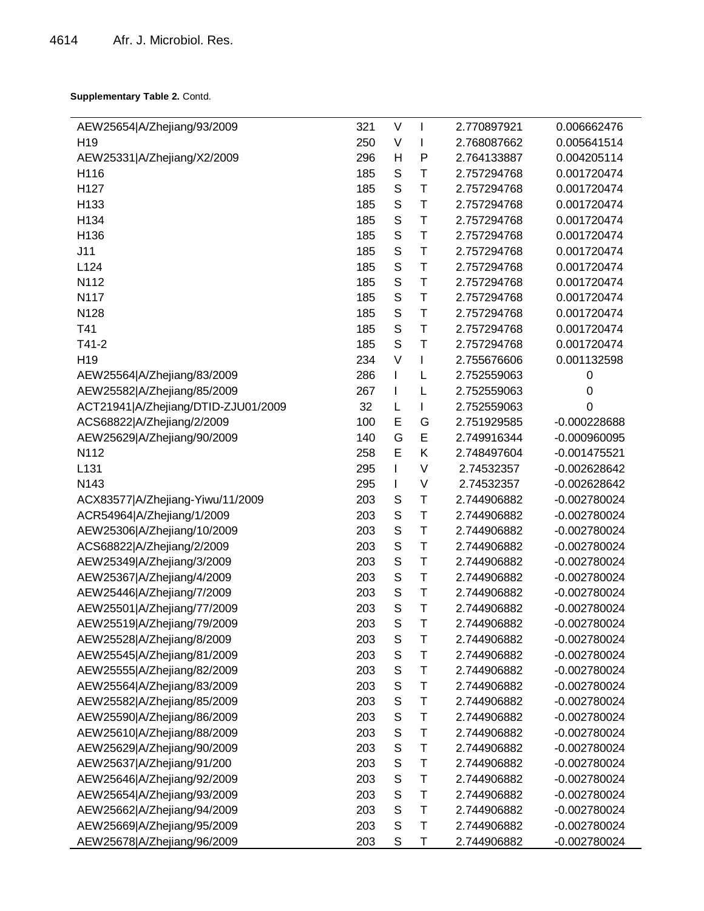**Supplementary Table 2.** Contd.

| | | | | | |
|---|---|---|---|---|---|
| AEW25654\|A/Zhejiang/93/2009 | 321 | V | I | 2.770897921 | 0.006662476 |
| H19 | 250 | V | I | 2.768087662 | 0.005641514 |
| AEW25331\|A/Zhejiang/X2/2009 | 296 | H | P | 2.764133887 | 0.004205114 |
| H116 | 185 | S | T | 2.757294768 | 0.001720474 |
| H127 | 185 | S | T | 2.757294768 | 0.001720474 |
| H133 | 185 | S | T | 2.757294768 | 0.001720474 |
| H134 | 185 | S | T | 2.757294768 | 0.001720474 |
| H136 | 185 | S | T | 2.757294768 | 0.001720474 |
| J11 | 185 | S | T | 2.757294768 | 0.001720474 |
| L124 | 185 | S | T | 2.757294768 | 0.001720474 |
| N112 | 185 | S | T | 2.757294768 | 0.001720474 |
| N117 | 185 | S | T | 2.757294768 | 0.001720474 |
| N128 | 185 | S | T | 2.757294768 | 0.001720474 |
| T41 | 185 | S | T | 2.757294768 | 0.001720474 |
| T41-2 | 185 | S | T | 2.757294768 | 0.001720474 |
| H19 | 234 | V | I | 2.755676606 | 0.001132598 |
| AEW25564\|A/Zhejiang/83/2009 | 286 | I | L | 2.752559063 | 0 |
| AEW25582\|A/Zhejiang/85/2009 | 267 | I | L | 2.752559063 | 0 |
| ACT21941\|A/Zhejiang/DTID-ZJU01/2009 | 32 | L | I | 2.752559063 | 0 |
| ACS68822\|A/Zhejiang/2/2009 | 100 | E | G | 2.751929585 | -0.000228688 |
| AEW25629\|A/Zhejiang/90/2009 | 140 | G | E | 2.749916344 | -0.000960095 |
| N112 | 258 | E | K | 2.748497604 | -0.001475521 |
| L131 | 295 | I | V | 2.74532357 | -0.002628642 |
| N143 | 295 | I | V | 2.74532357 | -0.002628642 |
| ACX83577\|A/Zhejiang-Yiwu/11/2009 | 203 | S | T | 2.744906882 | -0.002780024 |
| ACR54964\|A/Zhejiang/1/2009 | 203 | S | T | 2.744906882 | -0.002780024 |
| AEW25306\|A/Zhejiang/10/2009 | 203 | S | T | 2.744906882 | -0.002780024 |
| ACS68822\|A/Zhejiang/2/2009 | 203 | S | T | 2.744906882 | -0.002780024 |
| AEW25349\|A/Zhejiang/3/2009 | 203 | S | T | 2.744906882 | -0.002780024 |
| AEW25367\|A/Zhejiang/4/2009 | 203 | S | T | 2.744906882 | -0.002780024 |
| AEW25446\|A/Zhejiang/7/2009 | 203 | S | T | 2.744906882 | -0.002780024 |
| AEW25501\|A/Zhejiang/77/2009 | 203 | S | T | 2.744906882 | -0.002780024 |
| AEW25519\|A/Zhejiang/79/2009 | 203 | S | T | 2.744906882 | -0.002780024 |
| AEW25528\|A/Zhejiang/8/2009 | 203 | S | T | 2.744906882 | -0.002780024 |
| AEW25545\|A/Zhejiang/81/2009 | 203 | S | T | 2.744906882 | -0.002780024 |
| AEW25555\|A/Zhejiang/82/2009 | 203 | S | T | 2.744906882 | -0.002780024 |
| AEW25564\|A/Zhejiang/83/2009 | 203 | S | T | 2.744906882 | -0.002780024 |
| AEW25582\|A/Zhejiang/85/2009 | 203 | S | T | 2.744906882 | -0.002780024 |
| AEW25590\|A/Zhejiang/86/2009 | 203 | S | T | 2.744906882 | -0.002780024 |
| AEW25610\|A/Zhejiang/88/2009 | 203 | S | T | 2.744906882 | -0.002780024 |
| AEW25629\|A/Zhejiang/90/2009 | 203 | S | T | 2.744906882 | -0.002780024 |
| AEW25637\|A/Zhejiang/91/200 | 203 | S | T | 2.744906882 | -0.002780024 |
| AEW25646\|A/Zhejiang/92/2009 | 203 | S | T | 2.744906882 | -0.002780024 |
| AEW25654\|A/Zhejiang/93/2009 | 203 | S | T | 2.744906882 | -0.002780024 |
| AEW25662\|A/Zhejiang/94/2009 | 203 | S | T | 2.744906882 | -0.002780024 |
| AEW25669\|A/Zhejiang/95/2009 | 203 | S | T | 2.744906882 | -0.002780024 |
| AEW25678\|A/Zhejiang/96/2009 | 203 | S | T | 2.744906882 | -0.002780024 |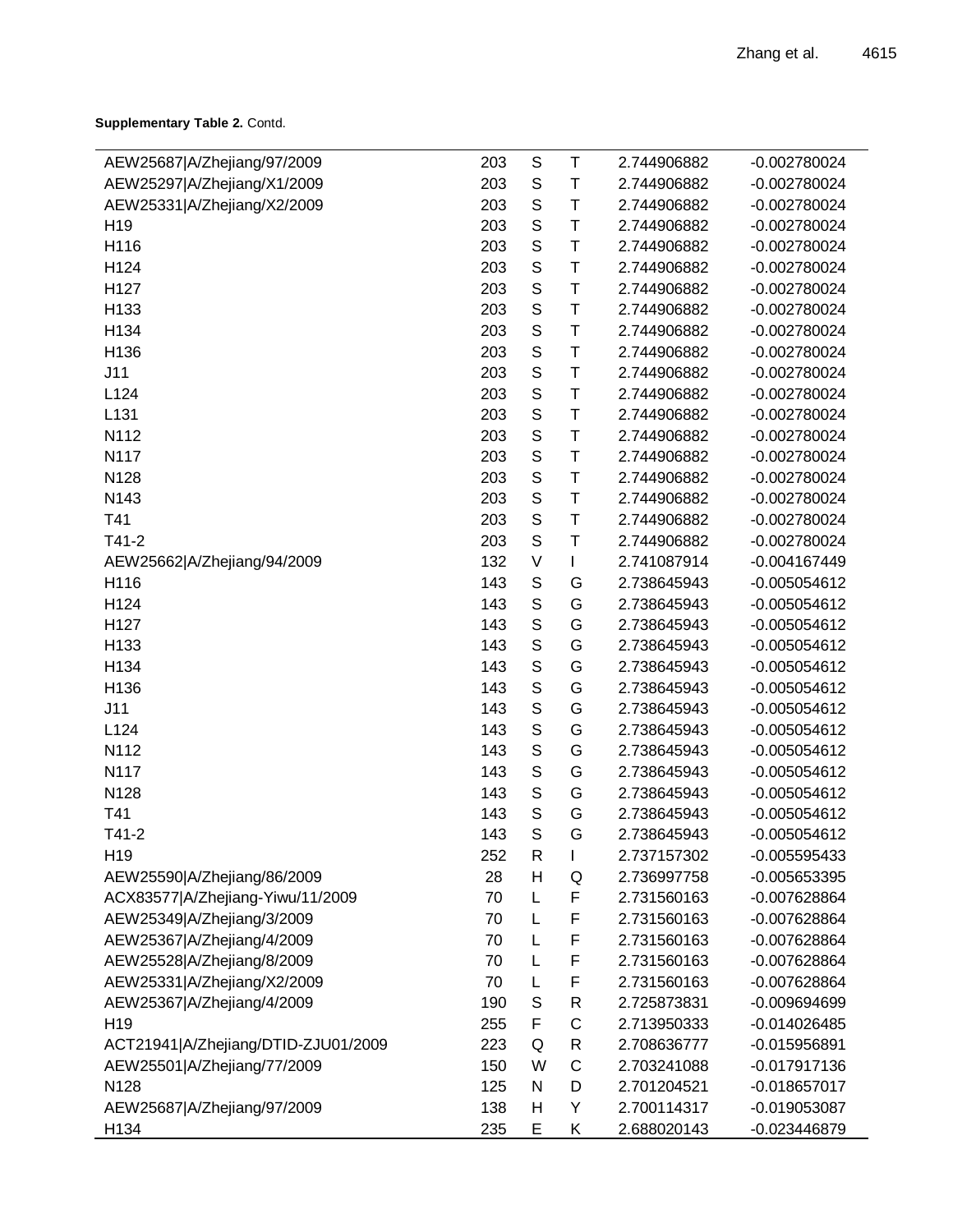**Supplementary Table 2.** Contd.

| | | | | | |
|---|---|---|---|---|---|
| AEW25687\|A/Zhejiang/97/2009 | 203 | S | T | 2.744906882 | -0.002780024 |
| AEW25297\|A/Zhejiang/X1/2009 | 203 | S | T | 2.744906882 | -0.002780024 |
| AEW25331\|A/Zhejiang/X2/2009 | 203 | S | T | 2.744906882 | -0.002780024 |
| H19 | 203 | S | T | 2.744906882 | -0.002780024 |
| H116 | 203 | S | T | 2.744906882 | -0.002780024 |
| H124 | 203 | S | T | 2.744906882 | -0.002780024 |
| H127 | 203 | S | T | 2.744906882 | -0.002780024 |
| H133 | 203 | S | T | 2.744906882 | -0.002780024 |
| H134 | 203 | S | T | 2.744906882 | -0.002780024 |
| H136 | 203 | S | T | 2.744906882 | -0.002780024 |
| J11 | 203 | S | T | 2.744906882 | -0.002780024 |
| L124 | 203 | S | T | 2.744906882 | -0.002780024 |
| L131 | 203 | S | T | 2.744906882 | -0.002780024 |
| N112 | 203 | S | T | 2.744906882 | -0.002780024 |
| N117 | 203 | S | T | 2.744906882 | -0.002780024 |
| N128 | 203 | S | T | 2.744906882 | -0.002780024 |
| N143 | 203 | S | T | 2.744906882 | -0.002780024 |
| T41 | 203 | S | T | 2.744906882 | -0.002780024 |
| T41-2 | 203 | S | T | 2.744906882 | -0.002780024 |
| AEW25662\|A/Zhejiang/94/2009 | 132 | V | I | 2.741087914 | -0.004167449 |
| H116 | 143 | S | G | 2.738645943 | -0.005054612 |
| H124 | 143 | S | G | 2.738645943 | -0.005054612 |
| H127 | 143 | S | G | 2.738645943 | -0.005054612 |
| H133 | 143 | S | G | 2.738645943 | -0.005054612 |
| H134 | 143 | S | G | 2.738645943 | -0.005054612 |
| H136 | 143 | S | G | 2.738645943 | -0.005054612 |
| J11 | 143 | S | G | 2.738645943 | -0.005054612 |
| L124 | 143 | S | G | 2.738645943 | -0.005054612 |
| N112 | 143 | S | G | 2.738645943 | -0.005054612 |
| N117 | 143 | S | G | 2.738645943 | -0.005054612 |
| N128 | 143 | S | G | 2.738645943 | -0.005054612 |
| T41 | 143 | S | G | 2.738645943 | -0.005054612 |
| T41-2 | 143 | S | G | 2.738645943 | -0.005054612 |
| H19 | 252 | R | I | 2.737157302 | -0.005595433 |
| AEW25590\|A/Zhejiang/86/2009 | 28 | H | Q | 2.736997758 | -0.005653395 |
| ACX83577\|A/Zhejiang-Yiwu/11/2009 | 70 | L | F | 2.731560163 | -0.007628864 |
| AEW25349\|A/Zhejiang/3/2009 | 70 | L | F | 2.731560163 | -0.007628864 |
| AEW25367\|A/Zhejiang/4/2009 | 70 | L | F | 2.731560163 | -0.007628864 |
| AEW25528\|A/Zhejiang/8/2009 | 70 | L | F | 2.731560163 | -0.007628864 |
| AEW25331\|A/Zhejiang/X2/2009 | 70 | L | F | 2.731560163 | -0.007628864 |
| AEW25367\|A/Zhejiang/4/2009 | 190 | S | R | 2.725873831 | -0.009694699 |
| H19 | 255 | F | C | 2.713950333 | -0.014026485 |
| ACT21941\|A/Zhejiang/DTID-ZJU01/2009 | 223 | Q | R | 2.708636777 | -0.015956891 |
| AEW25501\|A/Zhejiang/77/2009 | 150 | W | C | 2.703241088 | -0.017917136 |
| N128 | 125 | N | D | 2.701204521 | -0.018657017 |
| AEW25687\|A/Zhejiang/97/2009 | 138 | H | Y | 2.700114317 | -0.019053087 |
| H134 | 235 | E | K | 2.688020143 | -0.023446879 |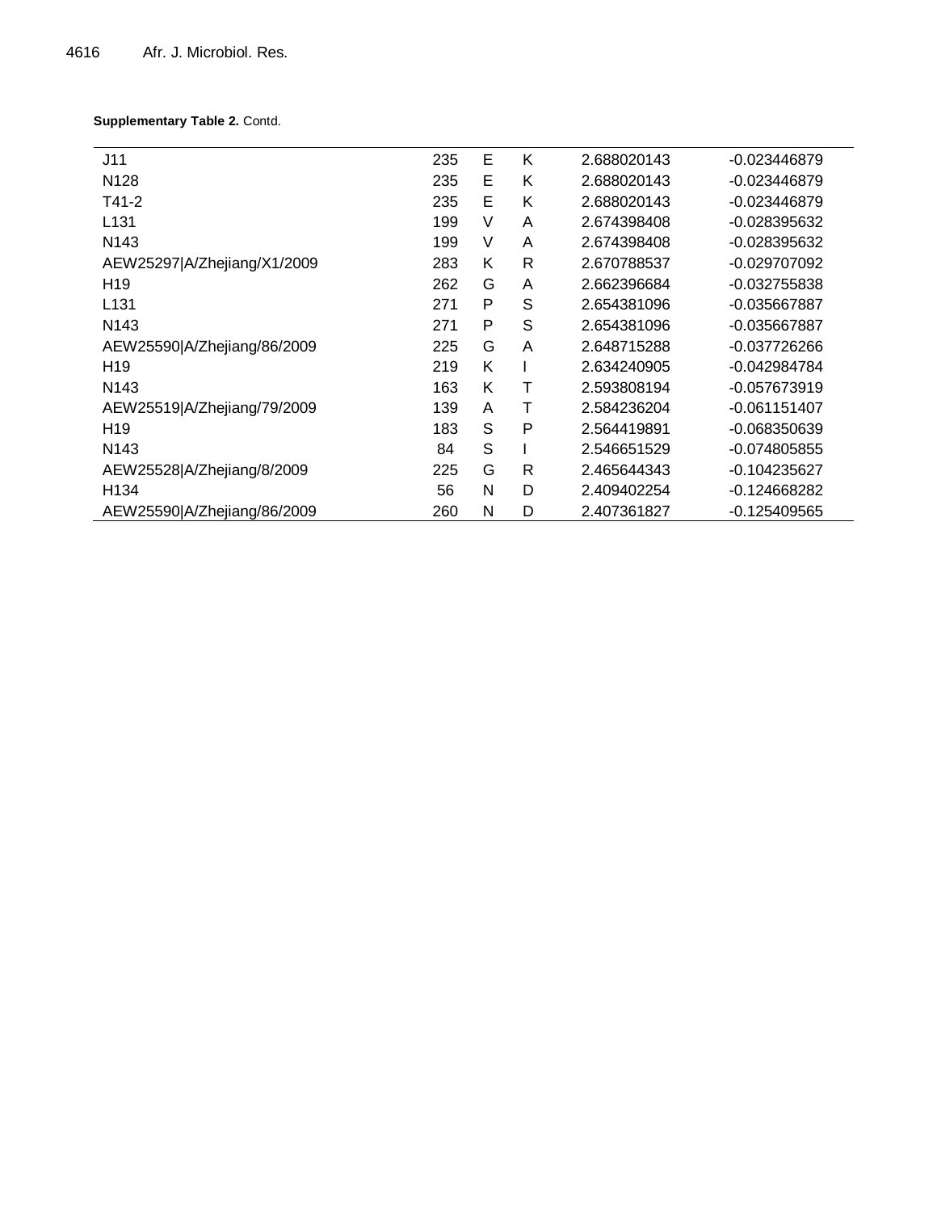**Supplementary Table 2.** Contd.

| | | | | | |
|---|---|---|---|---|---|
| J11 | 235 | E | K | 2.688020143 | -0.023446879 |
| N128 | 235 | E | K | 2.688020143 | -0.023446879 |
| T41-2 | 235 | E | K | 2.688020143 | -0.023446879 |
| L131 | 199 | V | A | 2.674398408 | -0.028395632 |
| N143 | 199 | V | A | 2.674398408 | -0.028395632 |
| AEW25297\|A/Zhejiang/X1/2009 | 283 | K | R | 2.670788537 | -0.029707092 |
| H19 | 262 | G | A | 2.662396684 | -0.032755838 |
| L131 | 271 | P | S | 2.654381096 | -0.035667887 |
| N143 | 271 | P | S | 2.654381096 | -0.035667887 |
| AEW25590\|A/Zhejiang/86/2009 | 225 | G | A | 2.648715288 | -0.037726266 |
| H19 | 219 | K | I | 2.634240905 | -0.042984784 |
| N143 | 163 | K | T | 2.593808194 | -0.057673919 |
| AEW25519\|A/Zhejiang/79/2009 | 139 | A | T | 2.584236204 | -0.061151407 |
| H19 | 183 | S | P | 2.564419891 | -0.068350639 |
| N143 | 84 | S | I | 2.546651529 | -0.074805855 |
| AEW25528\|A/Zhejiang/8/2009 | 225 | G | R | 2.465644343 | -0.104235627 |
| H134 | 56 | N | D | 2.409402254 | -0.124668282 |
| AEW25590\|A/Zhejiang/86/2009 | 260 | N | D | 2.407361827 | -0.125409565 |